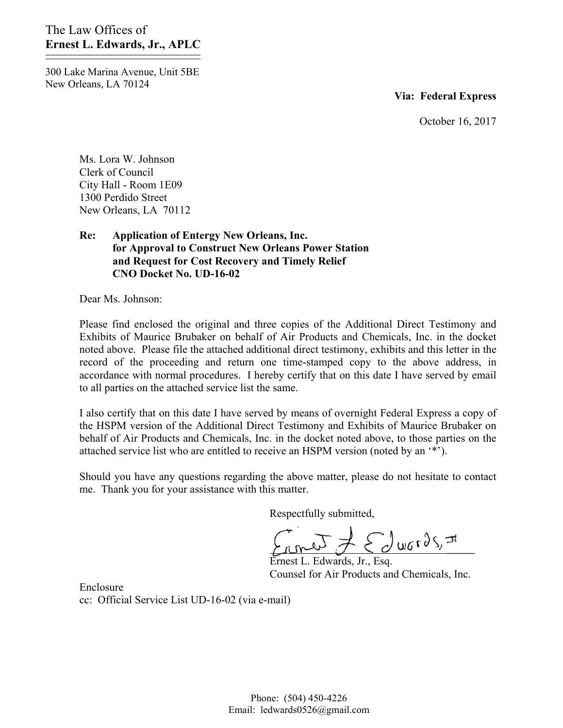The Law Offices of
**Ernest L. Edwards, Jr., APLC**

300 Lake Marina Avenue, Unit 5BE
New Orleans, LA 70124

**Via: Federal Express**

October 16, 2017

Ms. Lora W. Johnson
Clerk of Council
City Hall - Room 1E09
1300 Perdido Street
New Orleans, LA 70112

**Re: Application of Entergy New Orleans, Inc. for Approval to Construct New Orleans Power Station and Request for Cost Recovery and Timely Relief CNO Docket No. UD-16-02**

Dear Ms. Johnson:

Please find enclosed the original and three copies of the Additional Direct Testimony and Exhibits of Maurice Brubaker on behalf of Air Products and Chemicals, Inc. in the docket noted above. Please file the attached additional direct testimony, exhibits and this letter in the record of the proceeding and return one time-stamped copy to the above address, in accordance with normal procedures. I hereby certify that on this date I have served by email to all parties on the attached service list the same.

I also certify that on this date I have served by means of overnight Federal Express a copy of the HSPM version of the Additional Direct Testimony and Exhibits of Maurice Brubaker on behalf of Air Products and Chemicals, Inc. in the docket noted above, to those parties on the attached service list who are entitled to receive an HSPM version (noted by an '*').

Should you have any questions regarding the above matter, please do not hesitate to contact me. Thank you for your assistance with this matter.

Respectfully submitted,

Ernest L. Edwards, Jr., Esq.
Counsel for Air Products and Chemicals, Inc.

Enclosure
cc: Official Service List UD-16-02 (via e-mail)

Phone: (504) 450-4226
Email: ledwards0526@gmail.com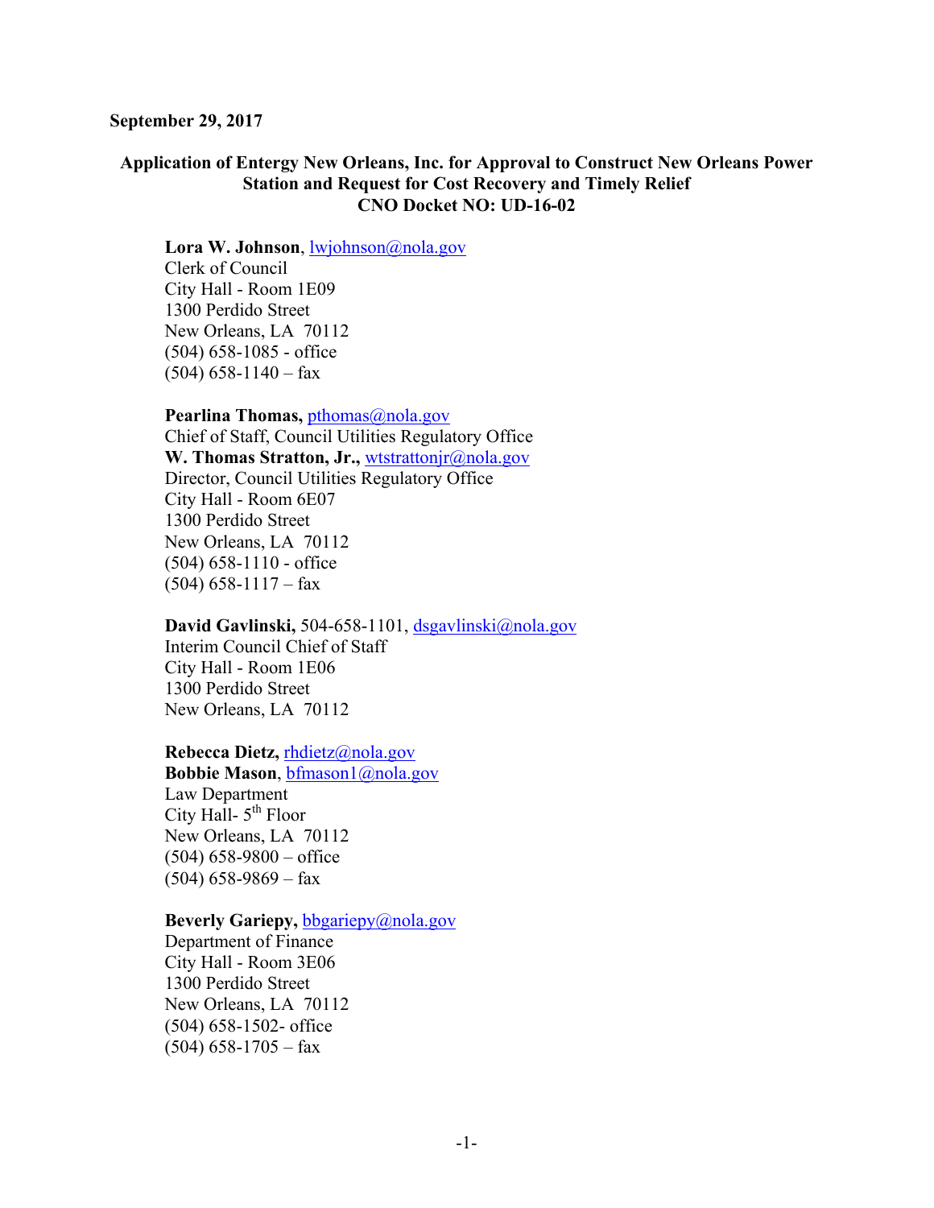**September 29, 2017**

**Application of Entergy New Orleans, Inc. for Approval to Construct New Orleans Power Station and Request for Cost Recovery and Timely Relief**
**CNO Docket NO: UD-16-02**

**Lora W. Johnson**, lwjohnson@nola.gov
Clerk of Council
City Hall - Room 1E09
1300 Perdido Street
New Orleans, LA 70112
(504) 658-1085 - office
(504) 658-1140 – fax

**Pearlina Thomas,** pthomas@nola.gov
Chief of Staff, Council Utilities Regulatory Office
**W. Thomas Stratton, Jr.,** wtstrattonjr@nola.gov
Director, Council Utilities Regulatory Office
City Hall - Room 6E07
1300 Perdido Street
New Orleans, LA 70112
(504) 658-1110 - office
(504) 658-1117 – fax

**David Gavlinski,** 504-658-1101, dsgavlinski@nola.gov
Interim Council Chief of Staff
City Hall - Room 1E06
1300 Perdido Street
New Orleans, LA 70112

**Rebecca Dietz,** rhdietz@nola.gov
**Bobbie Mason**, bfmason1@nola.gov
Law Department
City Hall- 5th Floor
New Orleans, LA 70112
(504) 658-9800 – office
(504) 658-9869 – fax

**Beverly Gariepy,** bbgariepy@nola.gov
Department of Finance
City Hall - Room 3E06
1300 Perdido Street
New Orleans, LA 70112
(504) 658-1502- office
(504) 658-1705 – fax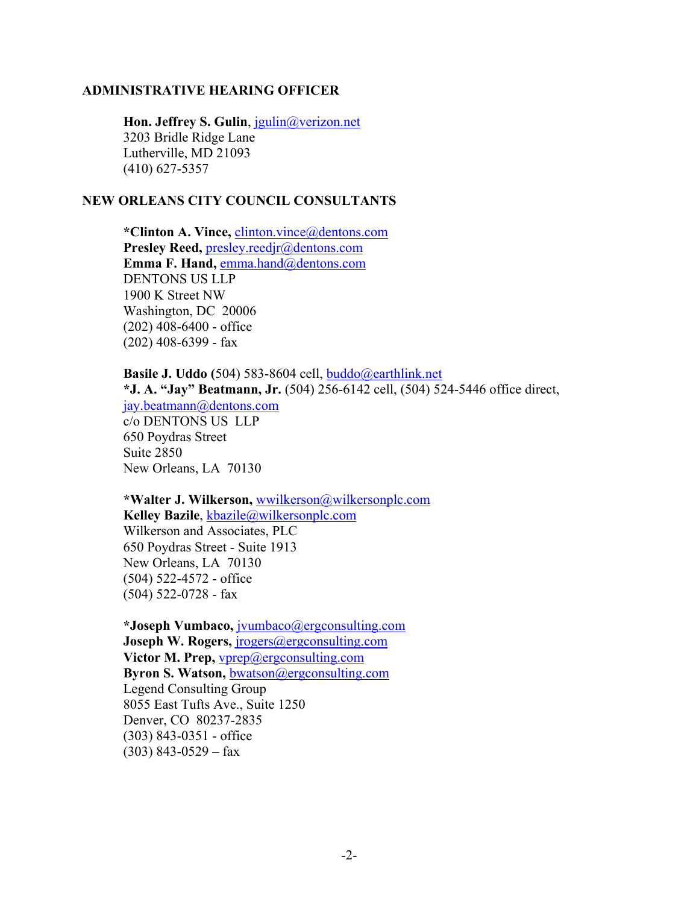## ADMINISTRATIVE HEARING OFFICER

**Hon. Jeffrey S. Gulin**, jgulin@verizon.net
3203 Bridle Ridge Lane
Lutherville, MD 21093
(410) 627-5357

## NEW ORLEANS CITY COUNCIL CONSULTANTS

***Clinton A. Vince,** clinton.vince@dentons.com
**Presley Reed,** presley.reedjr@dentons.com
**Emma F. Hand,** emma.hand@dentons.com
DENTONS US LLP
1900 K Street NW
Washington, DC 20006
(202) 408-6400 - office
(202) 408-6399 - fax

**Basile J. Uddo (**504) 583-8604 cell, buddo@earthlink.net
***J. A. "Jay" Beatmann, Jr.** (504) 256-6142 cell, (504) 524-5446 office direct, jay.beatmann@dentons.com
c/o DENTONS US LLP
650 Poydras Street
Suite 2850
New Orleans, LA 70130

***Walter J. Wilkerson,** wwilkerson@wilkersonplc.com
**Kelley Bazile**, kbazile@wilkersonplc.com
Wilkerson and Associates, PLC
650 Poydras Street - Suite 1913
New Orleans, LA 70130
(504) 522-4572 - office
(504) 522-0728 - fax

***Joseph Vumbaco,** jvumbaco@ergconsulting.com
**Joseph W. Rogers,** jrogers@ergconsulting.com
**Victor M. Prep,** vprep@ergconsulting.com
**Byron S. Watson,** bwatson@ergconsulting.com
Legend Consulting Group
8055 East Tufts Ave., Suite 1250
Denver, CO 80237-2835
(303) 843-0351 - office
(303) 843-0529 – fax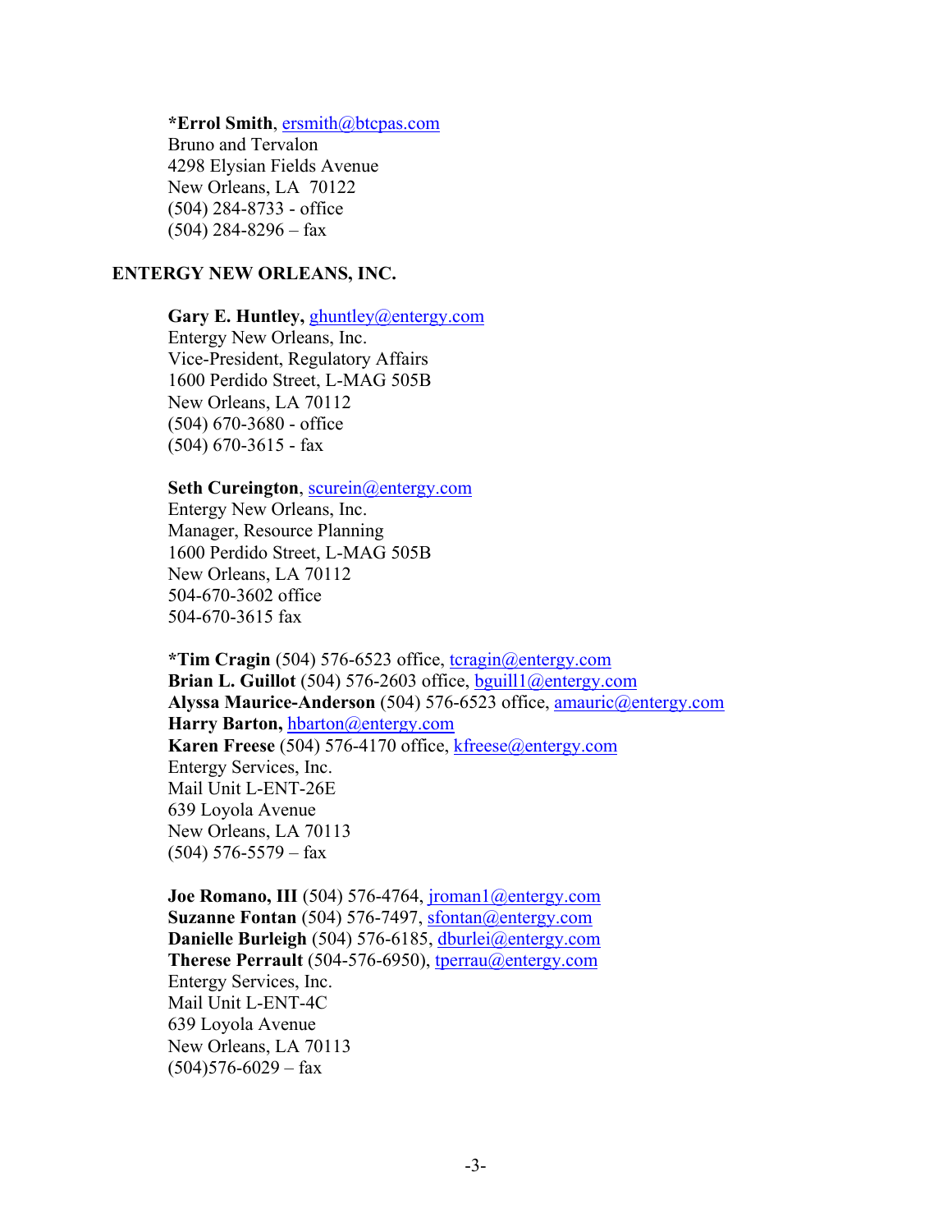**\*Errol Smith**, ersmith@btcpas.com
Bruno and Tervalon
4298 Elysian Fields Avenue
New Orleans, LA 70122
(504) 284-8733 - office
(504) 284-8296 – fax

**ENTERGY NEW ORLEANS, INC.**

**Gary E. Huntley,** ghuntley@entergy.com
Entergy New Orleans, Inc.
Vice-President, Regulatory Affairs
1600 Perdido Street, L-MAG 505B
New Orleans, LA 70112
(504) 670-3680 - office
(504) 670-3615 - fax

**Seth Cureington**, scurein@entergy.com
Entergy New Orleans, Inc.
Manager, Resource Planning
1600 Perdido Street, L-MAG 505B
New Orleans, LA 70112
504-670-3602 office
504-670-3615 fax

**\*Tim Cragin** (504) 576-6523 office, tcragin@entergy.com
**Brian L. Guillot** (504) 576-2603 office, bguill1@entergy.com
**Alyssa Maurice-Anderson** (504) 576-6523 office, amauric@entergy.com
**Harry Barton,** hbarton@entergy.com
**Karen Freese** (504) 576-4170 office, kfreese@entergy.com
Entergy Services, Inc.
Mail Unit L-ENT-26E
639 Loyola Avenue
New Orleans, LA 70113
(504) 576-5579 – fax

**Joe Romano, III** (504) 576-4764, jroman1@entergy.com
**Suzanne Fontan** (504) 576-7497, sfontan@entergy.com
**Danielle Burleigh** (504) 576-6185, dburlei@entergy.com
**Therese Perrault** (504-576-6950), tperrau@entergy.com
Entergy Services, Inc.
Mail Unit L-ENT-4C
639 Loyola Avenue
New Orleans, LA 70113
(504)576-6029 – fax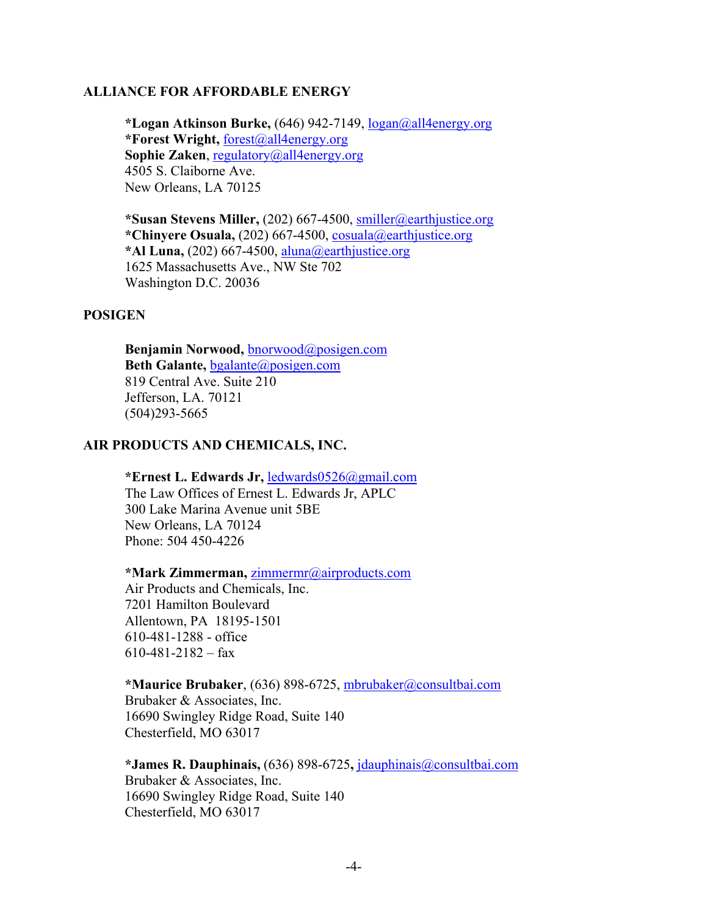**ALLIANCE FOR AFFORDABLE ENERGY**

**\*Logan Atkinson Burke,** (646) 942-7149, logan@all4energy.org
**\*Forest Wright,** forest@all4energy.org
**Sophie Zaken**, regulatory@all4energy.org
4505 S. Claiborne Ave.
New Orleans, LA 70125

**\*Susan Stevens Miller,** (202) 667-4500, smiller@earthjustice.org
**\*Chinyere Osuala,** (202) 667-4500, cosuala@earthjustice.org
**\*Al Luna,** (202) 667-4500, aluna@earthjustice.org
1625 Massachusetts Ave., NW Ste 702
Washington D.C. 20036

**POSIGEN**

**Benjamin Norwood,** bnorwood@posigen.com
**Beth Galante,** bgalante@posigen.com
819 Central Ave. Suite 210
Jefferson, LA. 70121
(504)293-5665

**AIR PRODUCTS AND CHEMICALS, INC.**

**\*Ernest L. Edwards Jr,** ledwards0526@gmail.com
The Law Offices of Ernest L. Edwards Jr, APLC
300 Lake Marina Avenue unit 5BE
New Orleans, LA 70124
Phone: 504 450-4226

**\*Mark Zimmerman,** zimmermr@airproducts.com
Air Products and Chemicals, Inc.
7201 Hamilton Boulevard
Allentown, PA 18195-1501
610-481-1288 - office
610-481-2182 – fax

**\*Maurice Brubaker**, (636) 898-6725, mbrubaker@consultbai.com
Brubaker & Associates, Inc.
16690 Swingley Ridge Road, Suite 140
Chesterfield, MO 63017

**\*James R. Dauphinais,** (636) 898-6725**,** jdauphinais@consultbai.com
Brubaker & Associates, Inc.
16690 Swingley Ridge Road, Suite 140
Chesterfield, MO 63017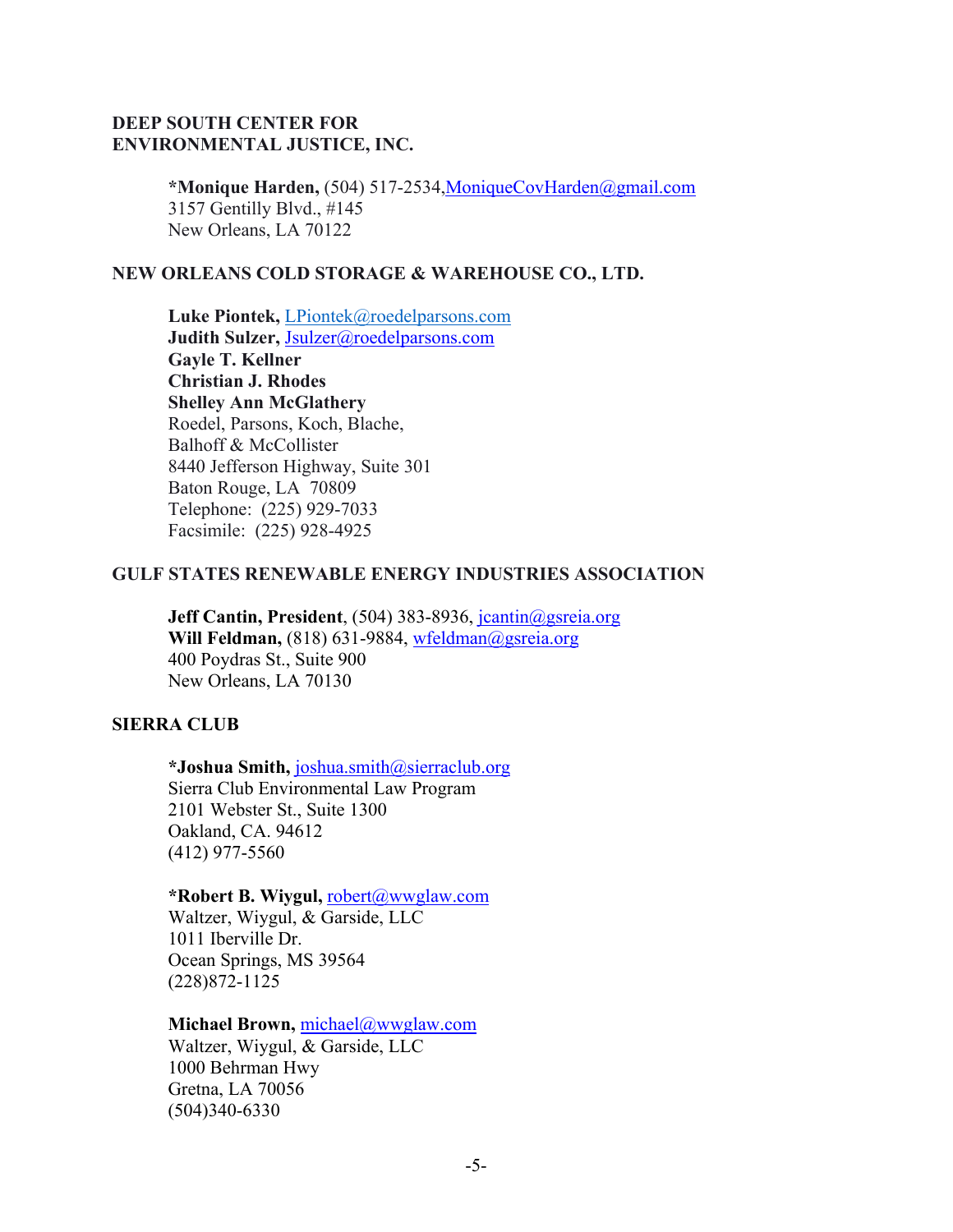**DEEP SOUTH CENTER FOR ENVIRONMENTAL JUSTICE, INC.**

**\*Monique Harden,** (504) 517-2534,MoniqueCovHarden@gmail.com
3157 Gentilly Blvd., #145
New Orleans, LA 70122

**NEW ORLEANS COLD STORAGE & WAREHOUSE CO., LTD.**

**Luke Piontek,** LPiontek@roedelparsons.com
**Judith Sulzer,** Jsulzer@roedelparsons.com
**Gayle T. Kellner**
**Christian J. Rhodes**
**Shelley Ann McGlathery**
Roedel, Parsons, Koch, Blache,
Balhoff & McCollister
8440 Jefferson Highway, Suite 301
Baton Rouge, LA 70809
Telephone: (225) 929-7033
Facsimile: (225) 928-4925

**GULF STATES RENEWABLE ENERGY INDUSTRIES ASSOCIATION**

**Jeff Cantin, President**, (504) 383-8936, jcantin@gsreia.org
**Will Feldman,** (818) 631-9884, wfeldman@gsreia.org
400 Poydras St., Suite 900
New Orleans, LA 70130

**SIERRA CLUB**

**\*Joshua Smith,** joshua.smith@sierraclub.org
Sierra Club Environmental Law Program
2101 Webster St., Suite 1300
Oakland, CA. 94612
(412) 977-5560

**\*Robert B. Wiygul,** robert@wwglaw.com
Waltzer, Wiygul, & Garside, LLC
1011 Iberville Dr.
Ocean Springs, MS 39564
(228)872-1125

**Michael Brown,** michael@wwglaw.com
Waltzer, Wiygul, & Garside, LLC
1000 Behrman Hwy
Gretna, LA 70056
(504)340-6330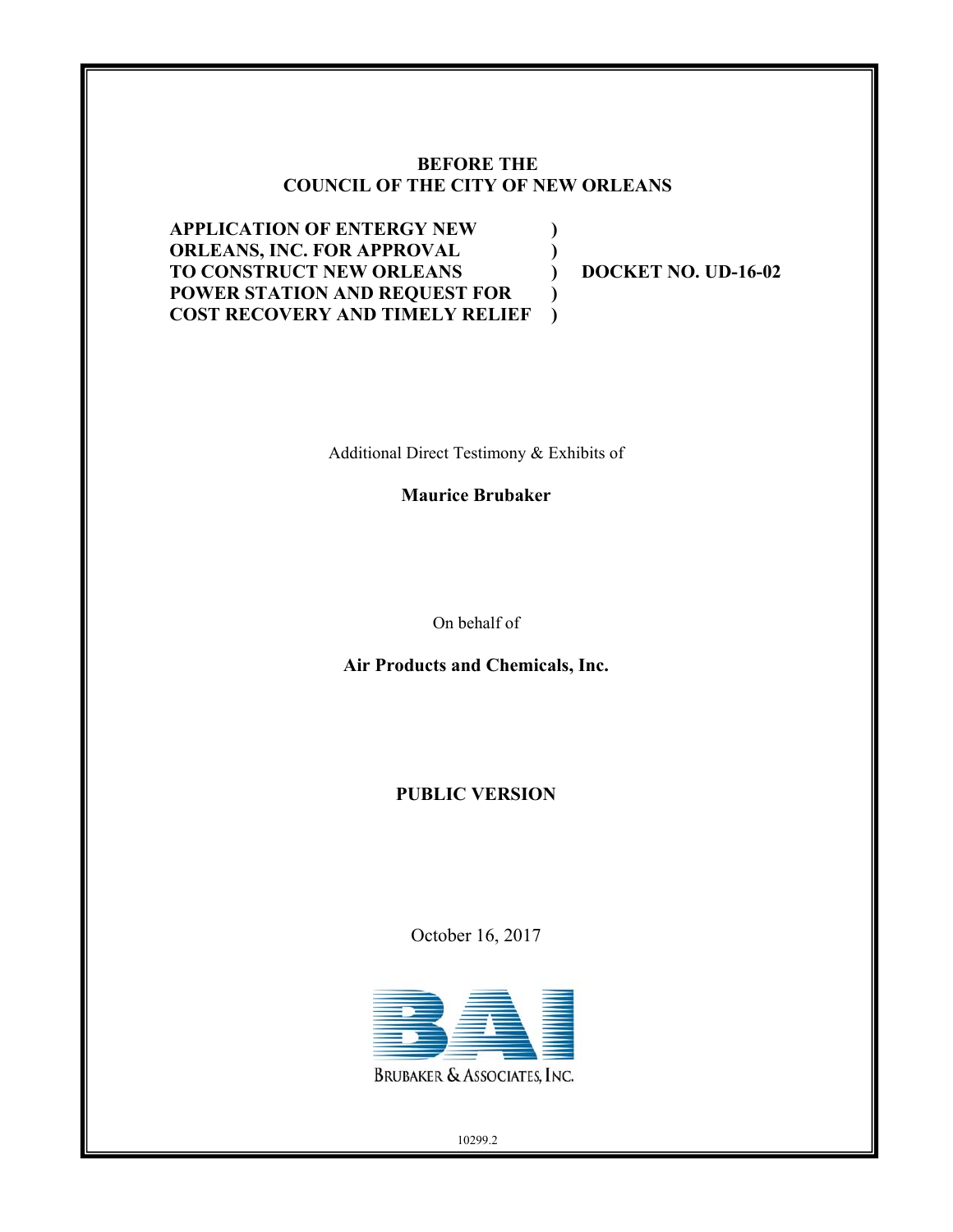**BEFORE THE**
**COUNCIL OF THE CITY OF NEW ORLEANS**

| | | |
|---|---|---|
| **APPLICATION OF ENTERGY NEW ORLEANS, INC. FOR APPROVAL TO CONSTRUCT NEW ORLEANS POWER STATION AND REQUEST FOR COST RECOVERY AND TIMELY RELIEF** | **)** | **DOCKET NO. UD-16-02** |

Additional Direct Testimony & Exhibits of

**Maurice Brubaker**

On behalf of

**Air Products and Chemicals, Inc.**

**PUBLIC VERSION**

October 16, 2017

BRUBAKER & ASSOCIATES, INC.

10299.2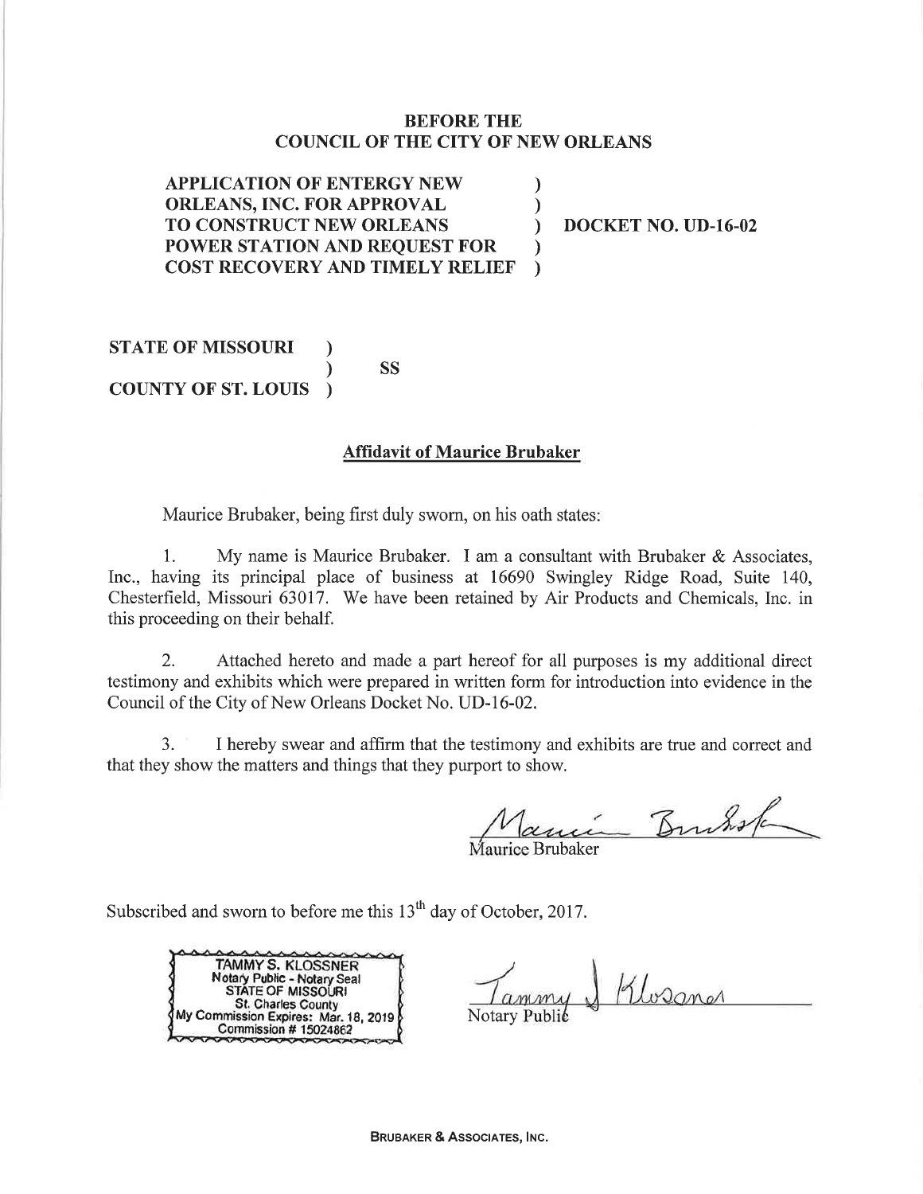**BEFORE THE**
**COUNCIL OF THE CITY OF NEW ORLEANS**

| | | |
|---|---|---|
| **APPLICATION OF ENTERGY NEW ORLEANS, INC. FOR APPROVAL TO CONSTRUCT NEW ORLEANS POWER STATION AND REQUEST FOR COST RECOVERY AND TIMELY RELIEF** | ) | **DOCKET NO. UD-16-02** |

| | | |
|---|---|---|
| **STATE OF MISSOURI** | ) | |
| | ) | **SS** |
| **COUNTY OF ST. LOUIS** | ) | |

**Affidavit of Maurice Brubaker**

Maurice Brubaker, being first duly sworn, on his oath states:

1. My name is Maurice Brubaker. I am a consultant with Brubaker & Associates, Inc., having its principal place of business at 16690 Swingley Ridge Road, Suite 140, Chesterfield, Missouri 63017. We have been retained by Air Products and Chemicals, Inc. in this proceeding on their behalf.

2. Attached hereto and made a part hereof for all purposes is my additional direct testimony and exhibits which were prepared in written form for introduction into evidence in the Council of the City of New Orleans Docket No. UD-16-02.

3. I hereby swear and affirm that the testimony and exhibits are true and correct and that they show the matters and things that they purport to show.

Maurice Brubaker

Subscribed and sworn to before me this 13th day of October, 2017.

TAMMY S. KLOSSNER
Notary Public - Notary Seal
STATE OF MISSOURI
St. Charles County
My Commission Expires: Mar. 18, 2019
Commission # 15024862

Tammy S. Klossner
Notary Public

BRUBAKER & ASSOCIATES, INC.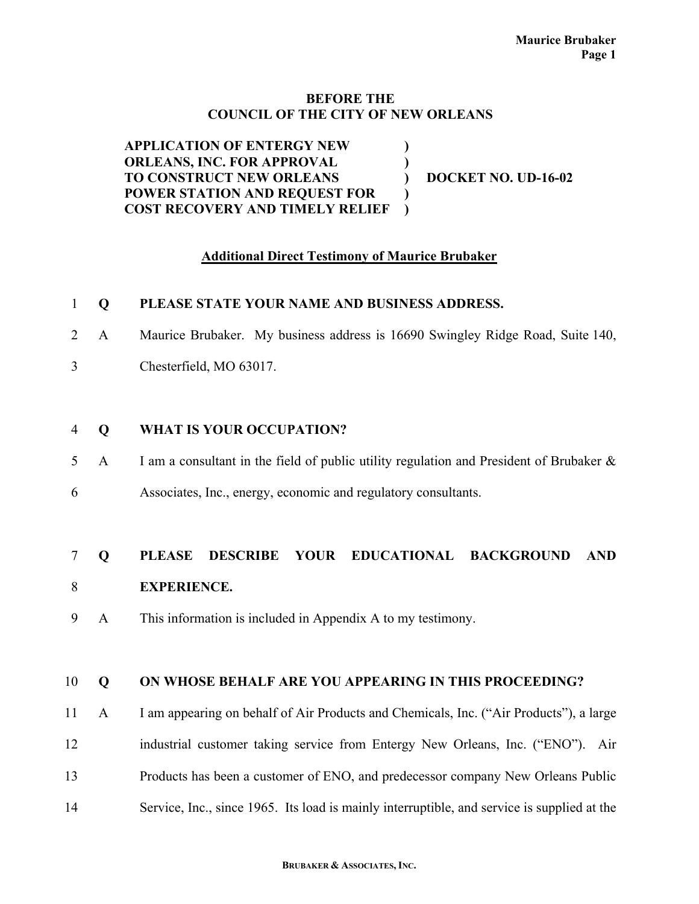**BEFORE THE**
**COUNCIL OF THE CITY OF NEW ORLEANS**

| | | |
|---|---|---|
| **APPLICATION OF ENTERGY NEW ORLEANS, INC. FOR APPROVAL TO CONSTRUCT NEW ORLEANS POWER STATION AND REQUEST FOR COST RECOVERY AND TIMELY RELIEF** | **)** | **DOCKET NO. UD-16-02** |

## Additional Direct Testimony of Maurice Brubaker

**Q PLEASE STATE YOUR NAME AND BUSINESS ADDRESS.**

A Maurice Brubaker. My business address is 16690 Swingley Ridge Road, Suite 140, Chesterfield, MO 63017.

**Q WHAT IS YOUR OCCUPATION?**

A I am a consultant in the field of public utility regulation and President of Brubaker & Associates, Inc., energy, economic and regulatory consultants.

**Q PLEASE DESCRIBE YOUR EDUCATIONAL BACKGROUND AND EXPERIENCE.**

A This information is included in Appendix A to my testimony.

**Q ON WHOSE BEHALF ARE YOU APPEARING IN THIS PROCEEDING?**

A I am appearing on behalf of Air Products and Chemicals, Inc. ("Air Products"), a large industrial customer taking service from Entergy New Orleans, Inc. ("ENO"). Air Products has been a customer of ENO, and predecessor company New Orleans Public Service, Inc., since 1965. Its load is mainly interruptible, and service is supplied at the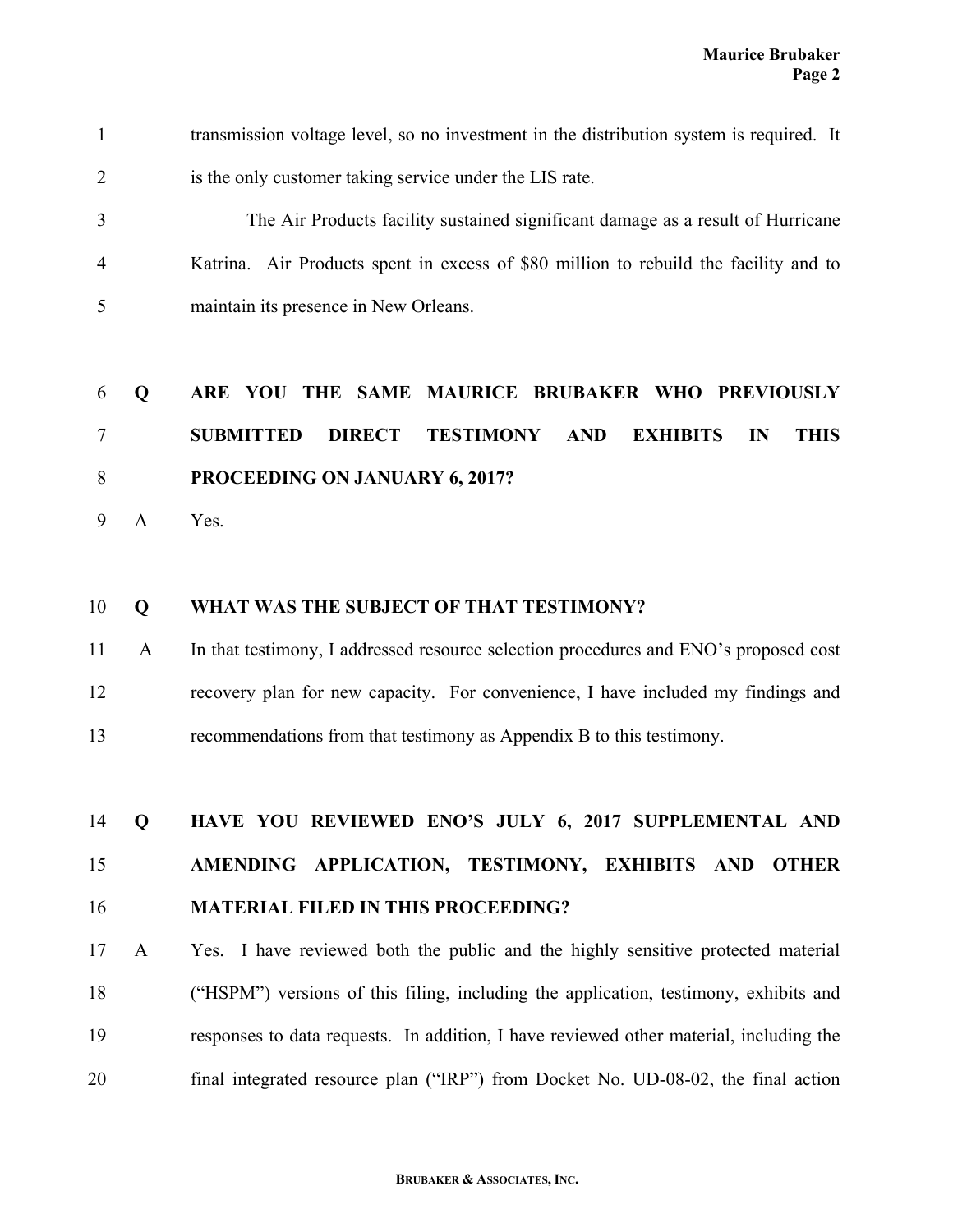transmission voltage level, so no investment in the distribution system is required. It is the only customer taking service under the LIS rate.

The Air Products facility sustained significant damage as a result of Hurricane Katrina. Air Products spent in excess of $80 million to rebuild the facility and to maintain its presence in New Orleans.

**Q ARE YOU THE SAME MAURICE BRUBAKER WHO PREVIOUSLY SUBMITTED DIRECT TESTIMONY AND EXHIBITS IN THIS PROCEEDING ON JANUARY 6, 2017?**

A Yes.

**Q WHAT WAS THE SUBJECT OF THAT TESTIMONY?**

A In that testimony, I addressed resource selection procedures and ENO's proposed cost recovery plan for new capacity. For convenience, I have included my findings and recommendations from that testimony as Appendix B to this testimony.

**Q HAVE YOU REVIEWED ENO'S JULY 6, 2017 SUPPLEMENTAL AND AMENDING APPLICATION, TESTIMONY, EXHIBITS AND OTHER MATERIAL FILED IN THIS PROCEEDING?**

A Yes. I have reviewed both the public and the highly sensitive protected material ("HSPM") versions of this filing, including the application, testimony, exhibits and responses to data requests. In addition, I have reviewed other material, including the final integrated resource plan ("IRP") from Docket No. UD-08-02, the final action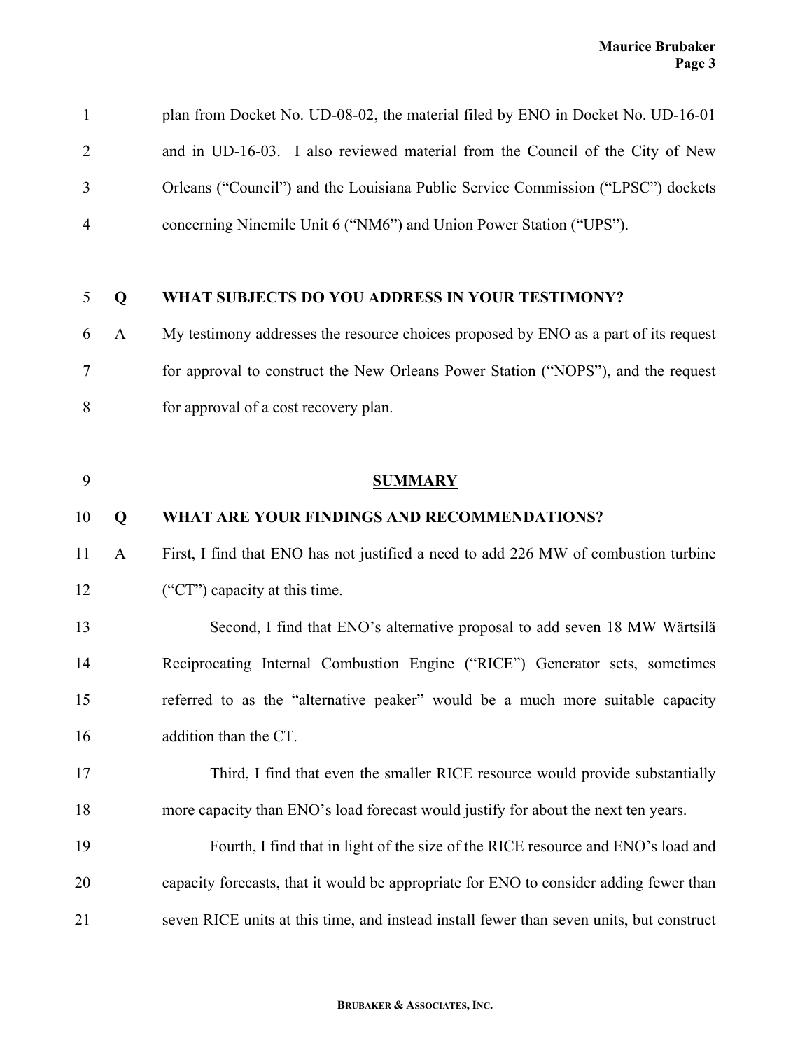plan from Docket No. UD-08-02, the material filed by ENO in Docket No. UD-16-01 and in UD-16-03. I also reviewed material from the Council of the City of New Orleans ("Council") and the Louisiana Public Service Commission ("LPSC") dockets concerning Ninemile Unit 6 ("NM6") and Union Power Station ("UPS").

**Q WHAT SUBJECTS DO YOU ADDRESS IN YOUR TESTIMONY?**

A My testimony addresses the resource choices proposed by ENO as a part of its request for approval to construct the New Orleans Power Station ("NOPS"), and the request for approval of a cost recovery plan.

## SUMMARY

**Q WHAT ARE YOUR FINDINGS AND RECOMMENDATIONS?**

A First, I find that ENO has not justified a need to add 226 MW of combustion turbine ("CT") capacity at this time.

Second, I find that ENO's alternative proposal to add seven 18 MW Wärtsilä Reciprocating Internal Combustion Engine ("RICE") Generator sets, sometimes referred to as the "alternative peaker" would be a much more suitable capacity addition than the CT.

Third, I find that even the smaller RICE resource would provide substantially more capacity than ENO's load forecast would justify for about the next ten years.

Fourth, I find that in light of the size of the RICE resource and ENO's load and capacity forecasts, that it would be appropriate for ENO to consider adding fewer than seven RICE units at this time, and instead install fewer than seven units, but construct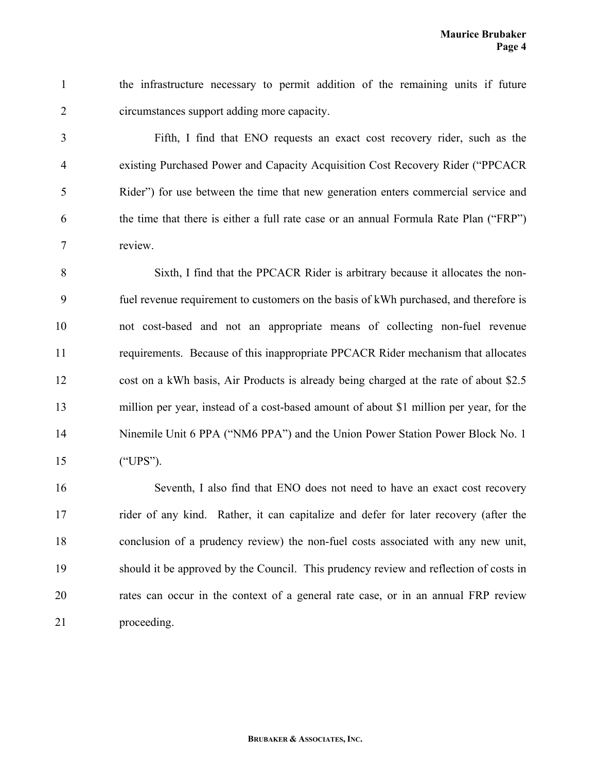the infrastructure necessary to permit addition of the remaining units if future circumstances support adding more capacity.

Fifth, I find that ENO requests an exact cost recovery rider, such as the existing Purchased Power and Capacity Acquisition Cost Recovery Rider ("PPCACR Rider") for use between the time that new generation enters commercial service and the time that there is either a full rate case or an annual Formula Rate Plan ("FRP") review.

Sixth, I find that the PPCACR Rider is arbitrary because it allocates the non-fuel revenue requirement to customers on the basis of kWh purchased, and therefore is not cost-based and not an appropriate means of collecting non-fuel revenue requirements. Because of this inappropriate PPCACR Rider mechanism that allocates cost on a kWh basis, Air Products is already being charged at the rate of about $2.5 million per year, instead of a cost-based amount of about $1 million per year, for the Ninemile Unit 6 PPA ("NM6 PPA") and the Union Power Station Power Block No. 1 ("UPS").

Seventh, I also find that ENO does not need to have an exact cost recovery rider of any kind. Rather, it can capitalize and defer for later recovery (after the conclusion of a prudency review) the non-fuel costs associated with any new unit, should it be approved by the Council. This prudency review and reflection of costs in rates can occur in the context of a general rate case, or in an annual FRP review proceeding.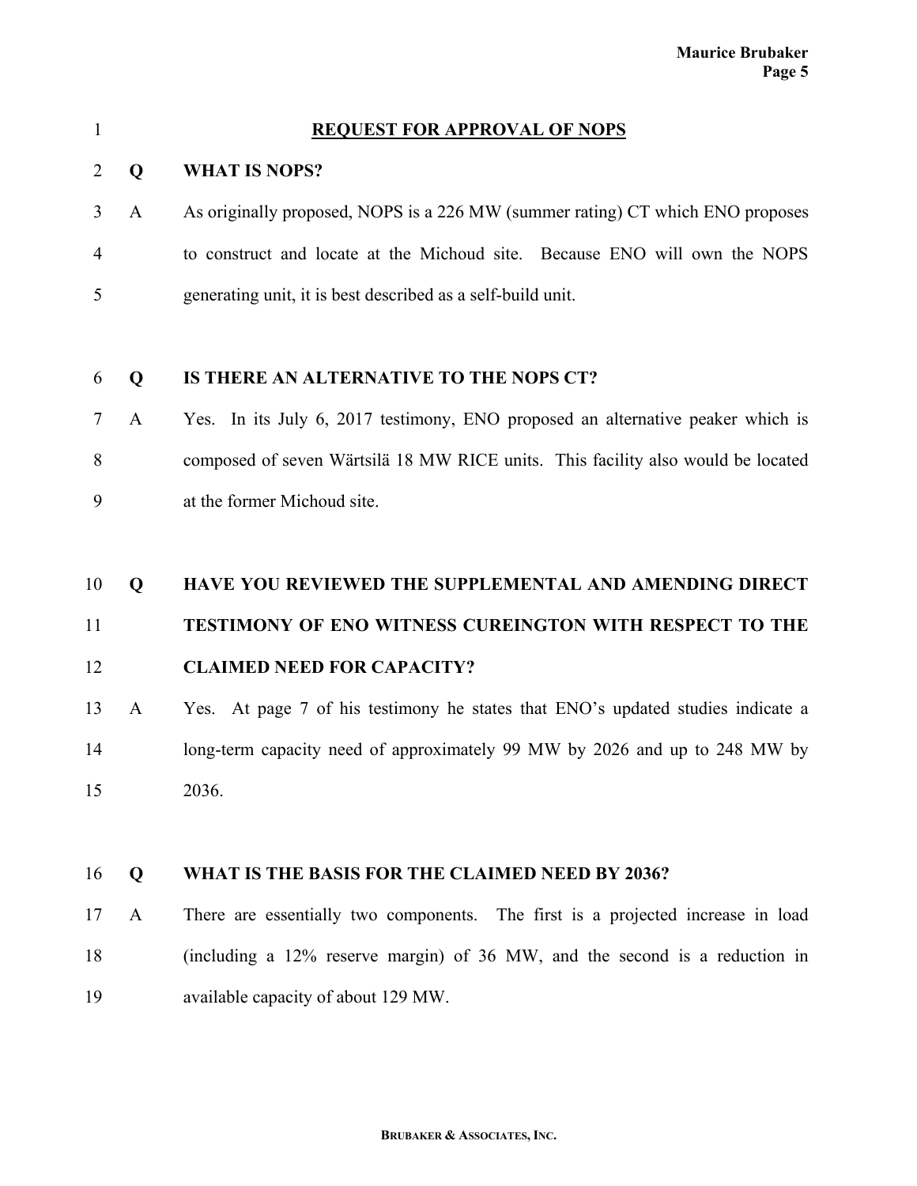## REQUEST FOR APPROVAL OF NOPS

**Q WHAT IS NOPS?**

A As originally proposed, NOPS is a 226 MW (summer rating) CT which ENO proposes to construct and locate at the Michoud site. Because ENO will own the NOPS generating unit, it is best described as a self-build unit.

**Q IS THERE AN ALTERNATIVE TO THE NOPS CT?**

A Yes. In its July 6, 2017 testimony, ENO proposed an alternative peaker which is composed of seven Wärtsilä 18 MW RICE units. This facility also would be located at the former Michoud site.

**Q HAVE YOU REVIEWED THE SUPPLEMENTAL AND AMENDING DIRECT TESTIMONY OF ENO WITNESS CUREINGTON WITH RESPECT TO THE CLAIMED NEED FOR CAPACITY?**

A Yes. At page 7 of his testimony he states that ENO's updated studies indicate a long-term capacity need of approximately 99 MW by 2026 and up to 248 MW by 2036.

**Q WHAT IS THE BASIS FOR THE CLAIMED NEED BY 2036?**

A There are essentially two components. The first is a projected increase in load (including a 12% reserve margin) of 36 MW, and the second is a reduction in available capacity of about 129 MW.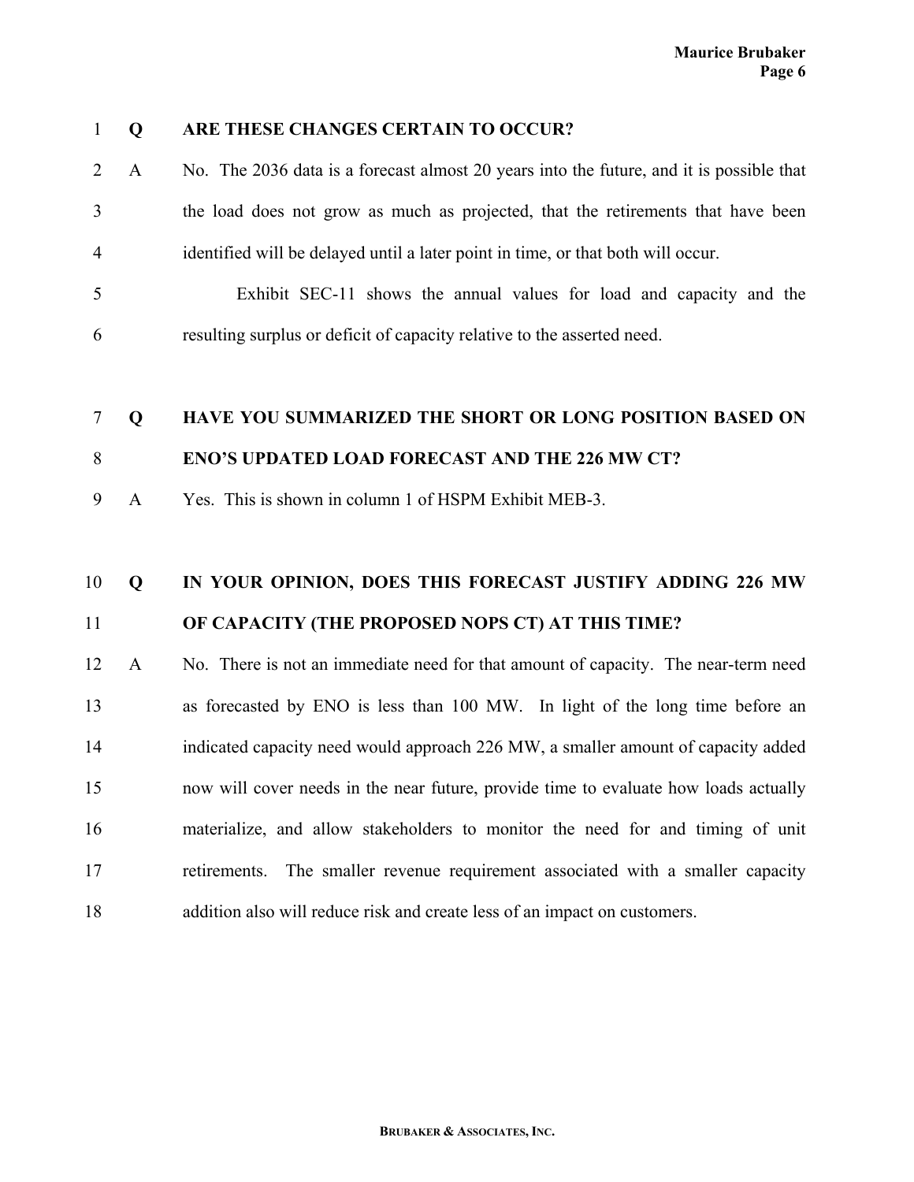**Q ARE THESE CHANGES CERTAIN TO OCCUR?**

A No. The 2036 data is a forecast almost 20 years into the future, and it is possible that the load does not grow as much as projected, that the retirements that have been identified will be delayed until a later point in time, or that both will occur.

Exhibit SEC-11 shows the annual values for load and capacity and the resulting surplus or deficit of capacity relative to the asserted need.

**Q HAVE YOU SUMMARIZED THE SHORT OR LONG POSITION BASED ON ENO'S UPDATED LOAD FORECAST AND THE 226 MW CT?**

A Yes. This is shown in column 1 of HSPM Exhibit MEB-3.

**Q IN YOUR OPINION, DOES THIS FORECAST JUSTIFY ADDING 226 MW OF CAPACITY (THE PROPOSED NOPS CT) AT THIS TIME?**

A No. There is not an immediate need for that amount of capacity. The near-term need as forecasted by ENO is less than 100 MW. In light of the long time before an indicated capacity need would approach 226 MW, a smaller amount of capacity added now will cover needs in the near future, provide time to evaluate how loads actually materialize, and allow stakeholders to monitor the need for and timing of unit retirements. The smaller revenue requirement associated with a smaller capacity addition also will reduce risk and create less of an impact on customers.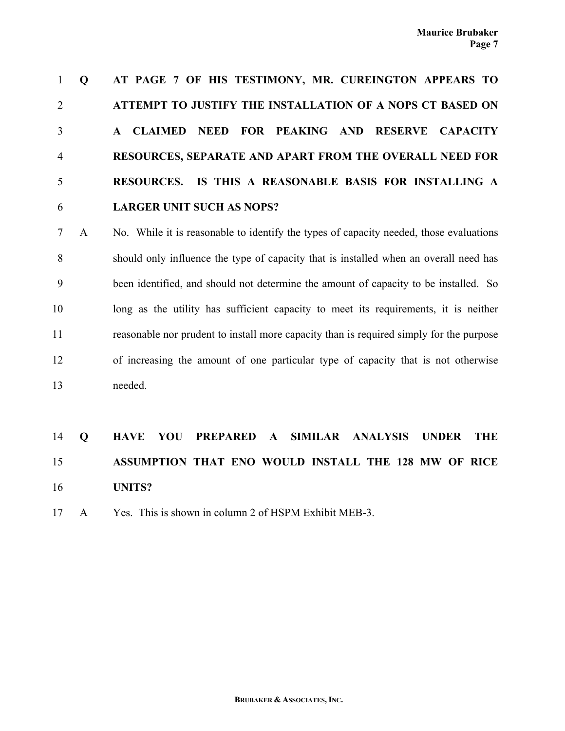**Q AT PAGE 7 OF HIS TESTIMONY, MR. CUREINGTON APPEARS TO ATTEMPT TO JUSTIFY THE INSTALLATION OF A NOPS CT BASED ON A CLAIMED NEED FOR PEAKING AND RESERVE CAPACITY RESOURCES, SEPARATE AND APART FROM THE OVERALL NEED FOR RESOURCES. IS THIS A REASONABLE BASIS FOR INSTALLING A LARGER UNIT SUCH AS NOPS?**

A No. While it is reasonable to identify the types of capacity needed, those evaluations should only influence the type of capacity that is installed when an overall need has been identified, and should not determine the amount of capacity to be installed. So long as the utility has sufficient capacity to meet its requirements, it is neither reasonable nor prudent to install more capacity than is required simply for the purpose of increasing the amount of one particular type of capacity that is not otherwise needed.

**Q HAVE YOU PREPARED A SIMILAR ANALYSIS UNDER THE ASSUMPTION THAT ENO WOULD INSTALL THE 128 MW OF RICE UNITS?**

A Yes. This is shown in column 2 of HSPM Exhibit MEB-3.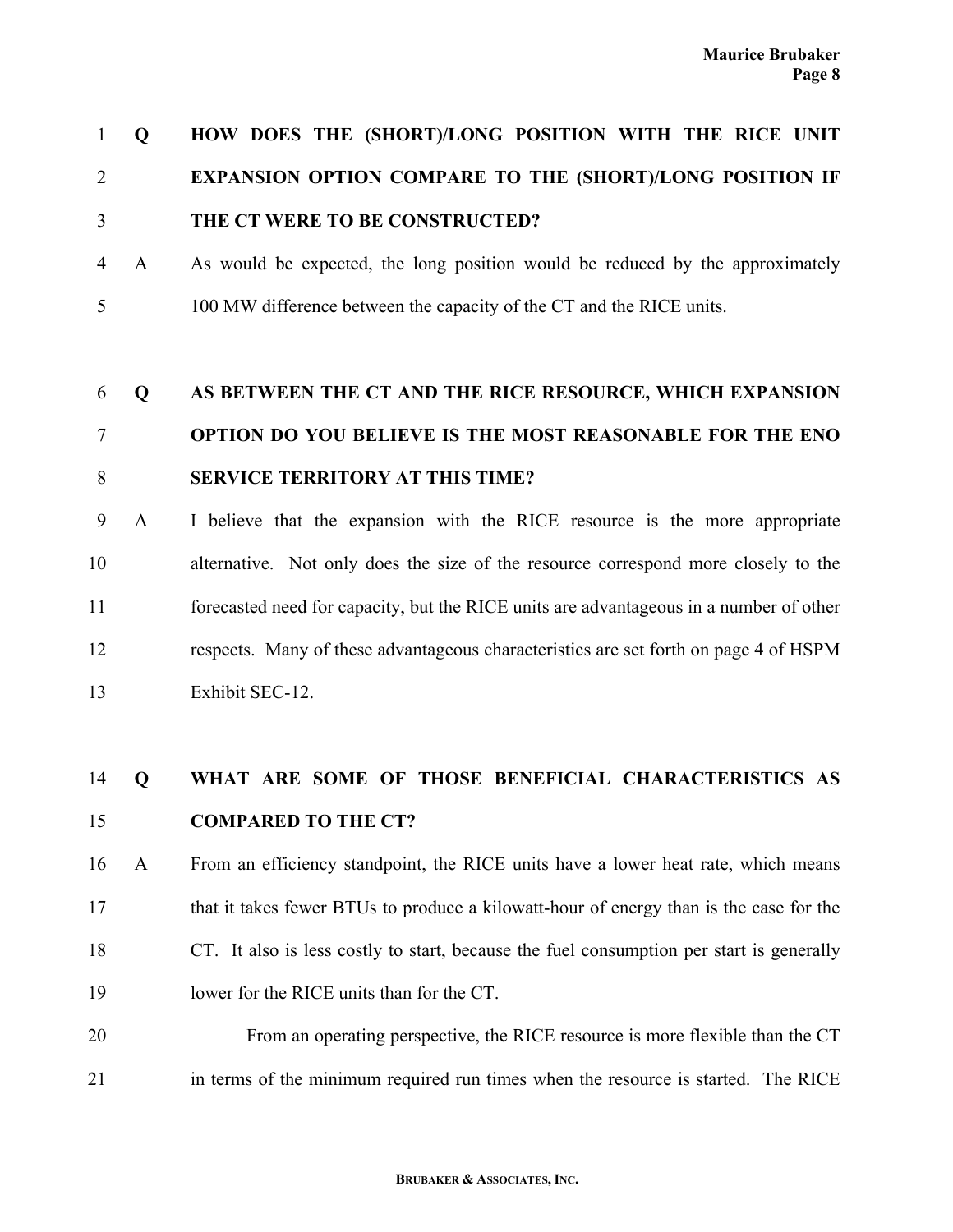**Q HOW DOES THE (SHORT)/LONG POSITION WITH THE RICE UNIT EXPANSION OPTION COMPARE TO THE (SHORT)/LONG POSITION IF THE CT WERE TO BE CONSTRUCTED?**

A As would be expected, the long position would be reduced by the approximately 100 MW difference between the capacity of the CT and the RICE units.

**Q AS BETWEEN THE CT AND THE RICE RESOURCE, WHICH EXPANSION OPTION DO YOU BELIEVE IS THE MOST REASONABLE FOR THE ENO SERVICE TERRITORY AT THIS TIME?**

A I believe that the expansion with the RICE resource is the more appropriate alternative. Not only does the size of the resource correspond more closely to the forecasted need for capacity, but the RICE units are advantageous in a number of other respects. Many of these advantageous characteristics are set forth on page 4 of HSPM Exhibit SEC-12.

**Q WHAT ARE SOME OF THOSE BENEFICIAL CHARACTERISTICS AS COMPARED TO THE CT?**

A From an efficiency standpoint, the RICE units have a lower heat rate, which means that it takes fewer BTUs to produce a kilowatt-hour of energy than is the case for the CT. It also is less costly to start, because the fuel consumption per start is generally lower for the RICE units than for the CT.

From an operating perspective, the RICE resource is more flexible than the CT in terms of the minimum required run times when the resource is started. The RICE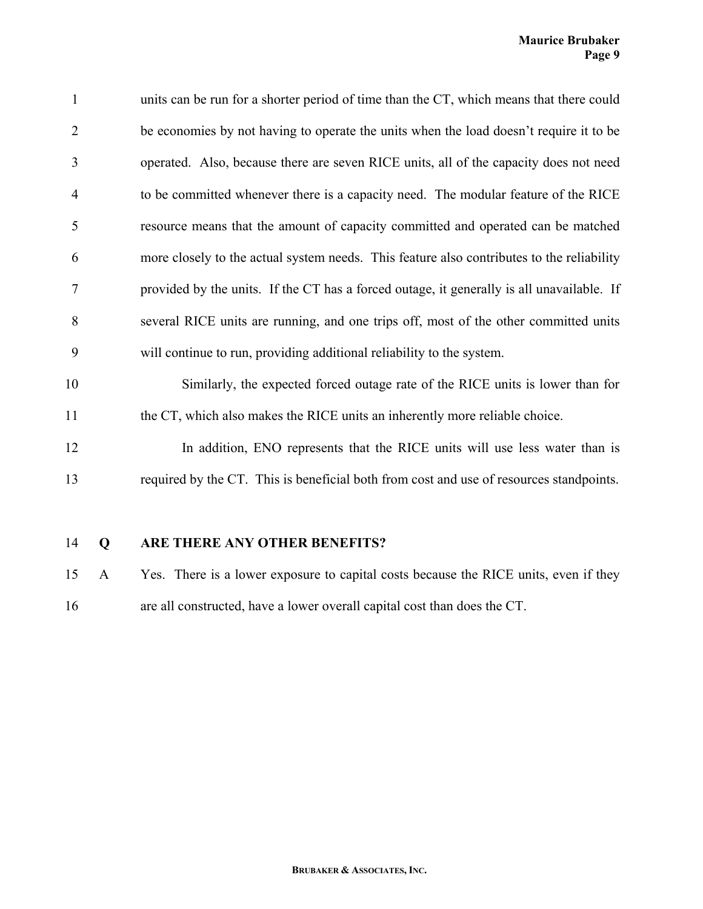units can be run for a shorter period of time than the CT, which means that there could be economies by not having to operate the units when the load doesn't require it to be operated. Also, because there are seven RICE units, all of the capacity does not need to be committed whenever there is a capacity need. The modular feature of the RICE resource means that the amount of capacity committed and operated can be matched more closely to the actual system needs. This feature also contributes to the reliability provided by the units. If the CT has a forced outage, it generally is all unavailable. If several RICE units are running, and one trips off, most of the other committed units will continue to run, providing additional reliability to the system.

Similarly, the expected forced outage rate of the RICE units is lower than for the CT, which also makes the RICE units an inherently more reliable choice.

In addition, ENO represents that the RICE units will use less water than is required by the CT. This is beneficial both from cost and use of resources standpoints.

**Q ARE THERE ANY OTHER BENEFITS?**

A Yes. There is a lower exposure to capital costs because the RICE units, even if they are all constructed, have a lower overall capital cost than does the CT.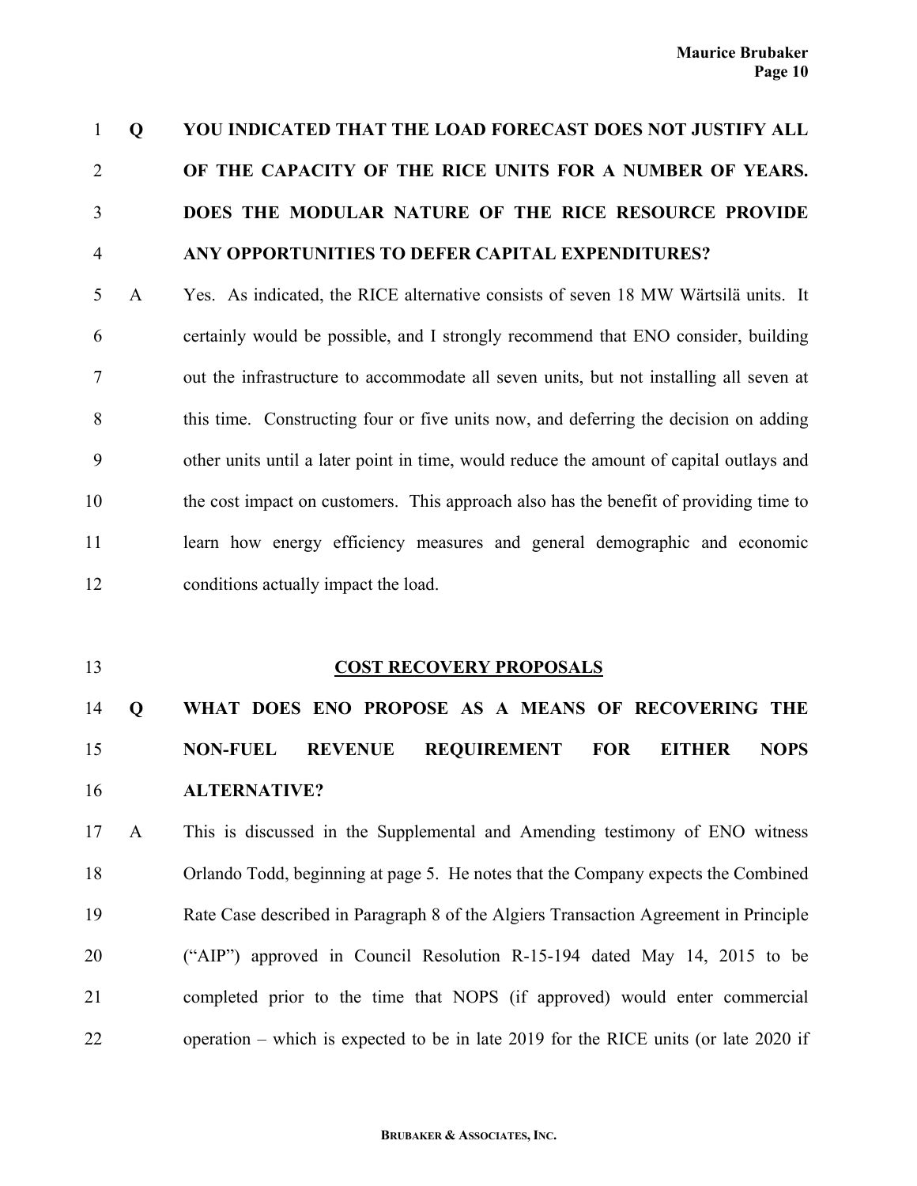**Q YOU INDICATED THAT THE LOAD FORECAST DOES NOT JUSTIFY ALL OF THE CAPACITY OF THE RICE UNITS FOR A NUMBER OF YEARS. DOES THE MODULAR NATURE OF THE RICE RESOURCE PROVIDE ANY OPPORTUNITIES TO DEFER CAPITAL EXPENDITURES?**

A Yes. As indicated, the RICE alternative consists of seven 18 MW Wärtsilä units. It certainly would be possible, and I strongly recommend that ENO consider, building out the infrastructure to accommodate all seven units, but not installing all seven at this time. Constructing four or five units now, and deferring the decision on adding other units until a later point in time, would reduce the amount of capital outlays and the cost impact on customers. This approach also has the benefit of providing time to learn how energy efficiency measures and general demographic and economic conditions actually impact the load.

## COST RECOVERY PROPOSALS

**Q WHAT DOES ENO PROPOSE AS A MEANS OF RECOVERING THE NON-FUEL REVENUE REQUIREMENT FOR EITHER NOPS ALTERNATIVE?**

A This is discussed in the Supplemental and Amending testimony of ENO witness Orlando Todd, beginning at page 5. He notes that the Company expects the Combined Rate Case described in Paragraph 8 of the Algiers Transaction Agreement in Principle ("AIP") approved in Council Resolution R-15-194 dated May 14, 2015 to be completed prior to the time that NOPS (if approved) would enter commercial operation – which is expected to be in late 2019 for the RICE units (or late 2020 if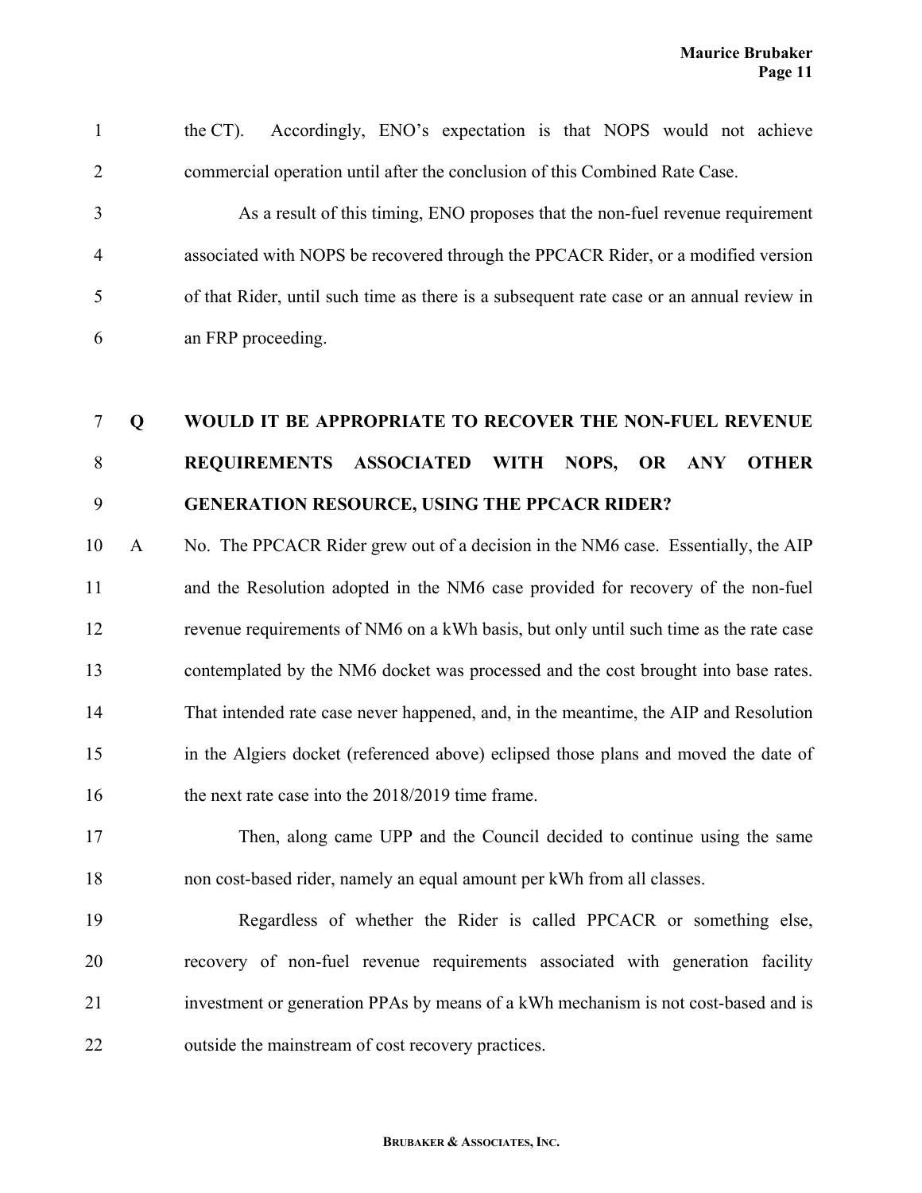the CT). Accordingly, ENO's expectation is that NOPS would not achieve commercial operation until after the conclusion of this Combined Rate Case.

As a result of this timing, ENO proposes that the non-fuel revenue requirement associated with NOPS be recovered through the PPCACR Rider, or a modified version of that Rider, until such time as there is a subsequent rate case or an annual review in an FRP proceeding.

**Q WOULD IT BE APPROPRIATE TO RECOVER THE NON-FUEL REVENUE REQUIREMENTS ASSOCIATED WITH NOPS, OR ANY OTHER GENERATION RESOURCE, USING THE PPCACR RIDER?**

A No. The PPCACR Rider grew out of a decision in the NM6 case. Essentially, the AIP and the Resolution adopted in the NM6 case provided for recovery of the non-fuel revenue requirements of NM6 on a kWh basis, but only until such time as the rate case contemplated by the NM6 docket was processed and the cost brought into base rates. That intended rate case never happened, and, in the meantime, the AIP and Resolution in the Algiers docket (referenced above) eclipsed those plans and moved the date of the next rate case into the 2018/2019 time frame.

Then, along came UPP and the Council decided to continue using the same non cost-based rider, namely an equal amount per kWh from all classes.

Regardless of whether the Rider is called PPCACR or something else, recovery of non-fuel revenue requirements associated with generation facility investment or generation PPAs by means of a kWh mechanism is not cost-based and is outside the mainstream of cost recovery practices.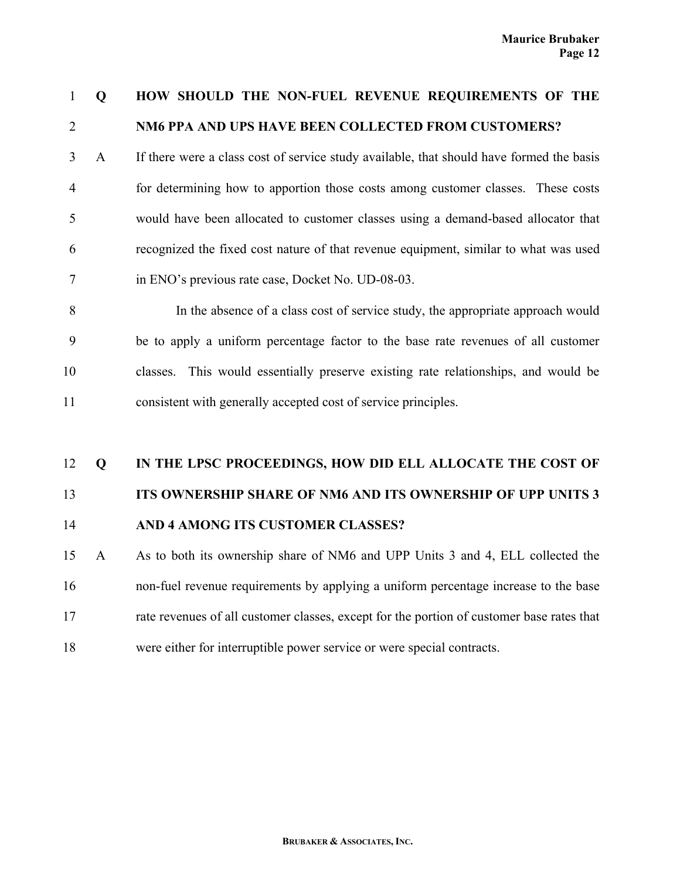**Q HOW SHOULD THE NON-FUEL REVENUE REQUIREMENTS OF THE NM6 PPA AND UPS HAVE BEEN COLLECTED FROM CUSTOMERS?**

A If there were a class cost of service study available, that should have formed the basis for determining how to apportion those costs among customer classes. These costs would have been allocated to customer classes using a demand-based allocator that recognized the fixed cost nature of that revenue equipment, similar to what was used in ENO's previous rate case, Docket No. UD-08-03.

In the absence of a class cost of service study, the appropriate approach would be to apply a uniform percentage factor to the base rate revenues of all customer classes. This would essentially preserve existing rate relationships, and would be consistent with generally accepted cost of service principles.

**Q IN THE LPSC PROCEEDINGS, HOW DID ELL ALLOCATE THE COST OF ITS OWNERSHIP SHARE OF NM6 AND ITS OWNERSHIP OF UPP UNITS 3 AND 4 AMONG ITS CUSTOMER CLASSES?**

A As to both its ownership share of NM6 and UPP Units 3 and 4, ELL collected the non-fuel revenue requirements by applying a uniform percentage increase to the base rate revenues of all customer classes, except for the portion of customer base rates that were either for interruptible power service or were special contracts.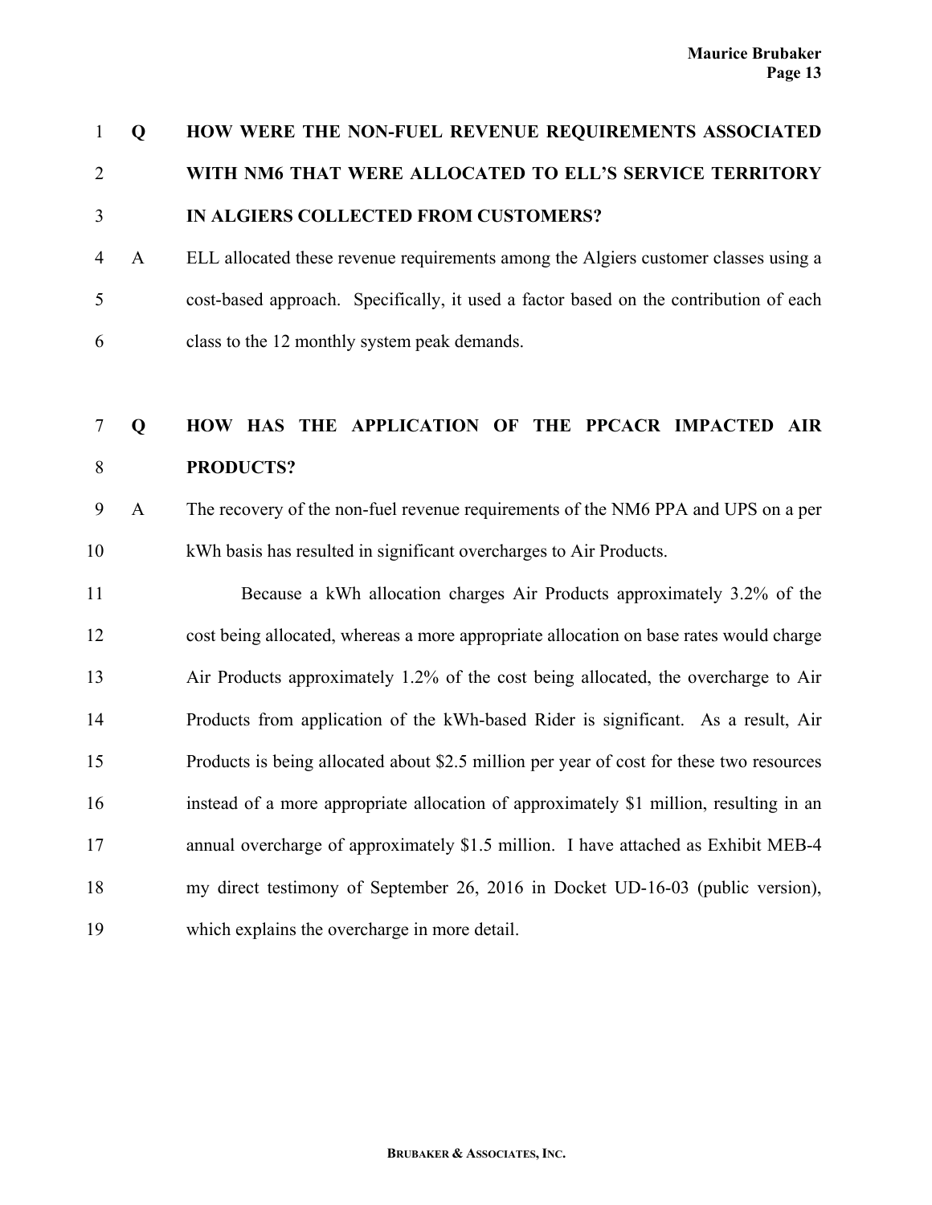**Q HOW WERE THE NON-FUEL REVENUE REQUIREMENTS ASSOCIATED WITH NM6 THAT WERE ALLOCATED TO ELL'S SERVICE TERRITORY IN ALGIERS COLLECTED FROM CUSTOMERS?**

A ELL allocated these revenue requirements among the Algiers customer classes using a cost-based approach. Specifically, it used a factor based on the contribution of each class to the 12 monthly system peak demands.

**Q HOW HAS THE APPLICATION OF THE PPCACR IMPACTED AIR PRODUCTS?**

A The recovery of the non-fuel revenue requirements of the NM6 PPA and UPS on a per kWh basis has resulted in significant overcharges to Air Products.

Because a kWh allocation charges Air Products approximately 3.2% of the cost being allocated, whereas a more appropriate allocation on base rates would charge Air Products approximately 1.2% of the cost being allocated, the overcharge to Air Products from application of the kWh-based Rider is significant. As a result, Air Products is being allocated about $2.5 million per year of cost for these two resources instead of a more appropriate allocation of approximately $1 million, resulting in an annual overcharge of approximately $1.5 million. I have attached as Exhibit MEB-4 my direct testimony of September 26, 2016 in Docket UD-16-03 (public version), which explains the overcharge in more detail.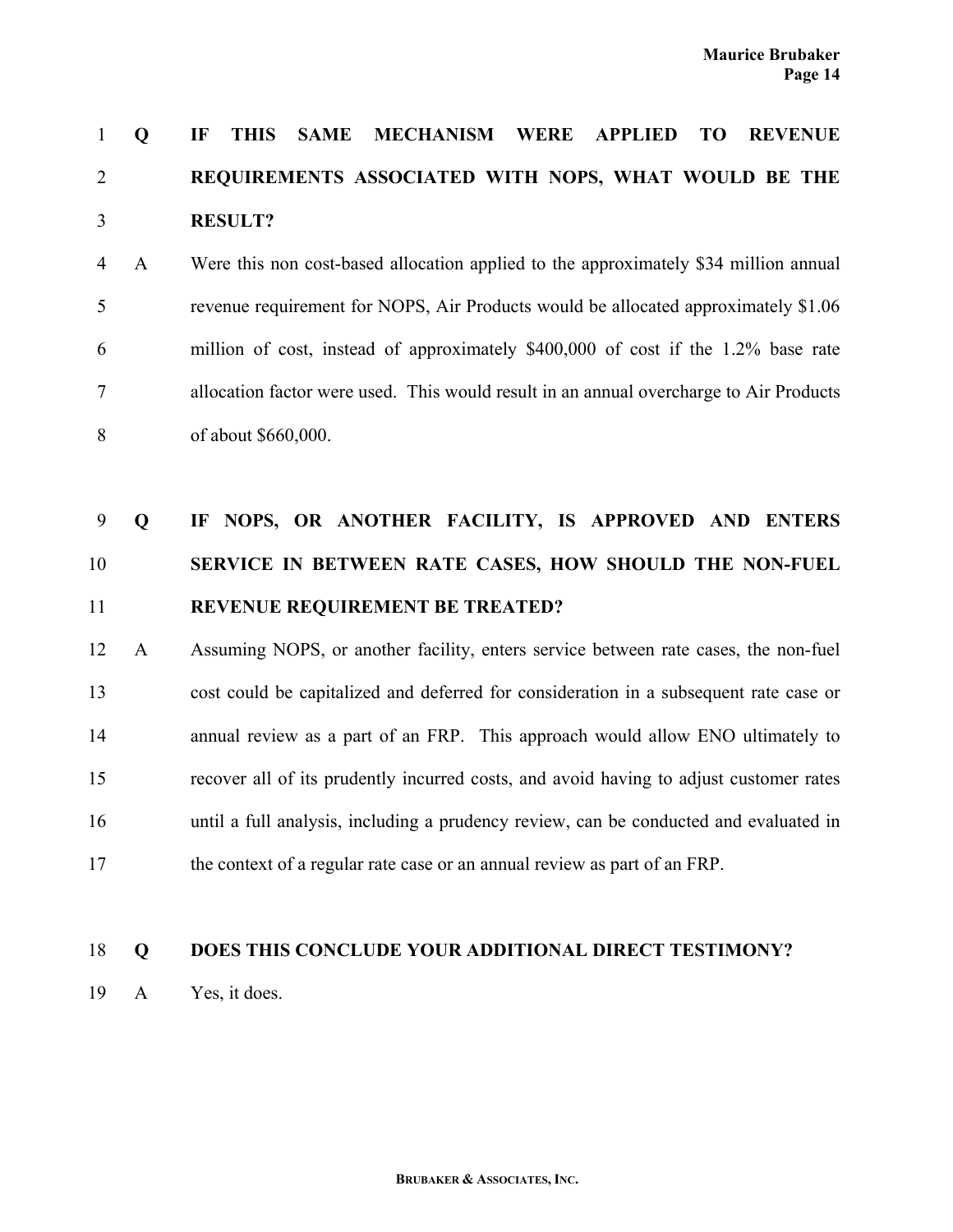**Q IF THIS SAME MECHANISM WERE APPLIED TO REVENUE REQUIREMENTS ASSOCIATED WITH NOPS, WHAT WOULD BE THE RESULT?**

A Were this non cost-based allocation applied to the approximately $34 million annual revenue requirement for NOPS, Air Products would be allocated approximately $1.06 million of cost, instead of approximately $400,000 of cost if the 1.2% base rate allocation factor were used. This would result in an annual overcharge to Air Products of about $660,000.

**Q IF NOPS, OR ANOTHER FACILITY, IS APPROVED AND ENTERS SERVICE IN BETWEEN RATE CASES, HOW SHOULD THE NON-FUEL REVENUE REQUIREMENT BE TREATED?**

A Assuming NOPS, or another facility, enters service between rate cases, the non-fuel cost could be capitalized and deferred for consideration in a subsequent rate case or annual review as a part of an FRP. This approach would allow ENO ultimately to recover all of its prudently incurred costs, and avoid having to adjust customer rates until a full analysis, including a prudency review, can be conducted and evaluated in the context of a regular rate case or an annual review as part of an FRP.

**Q DOES THIS CONCLUDE YOUR ADDITIONAL DIRECT TESTIMONY?**

A Yes, it does.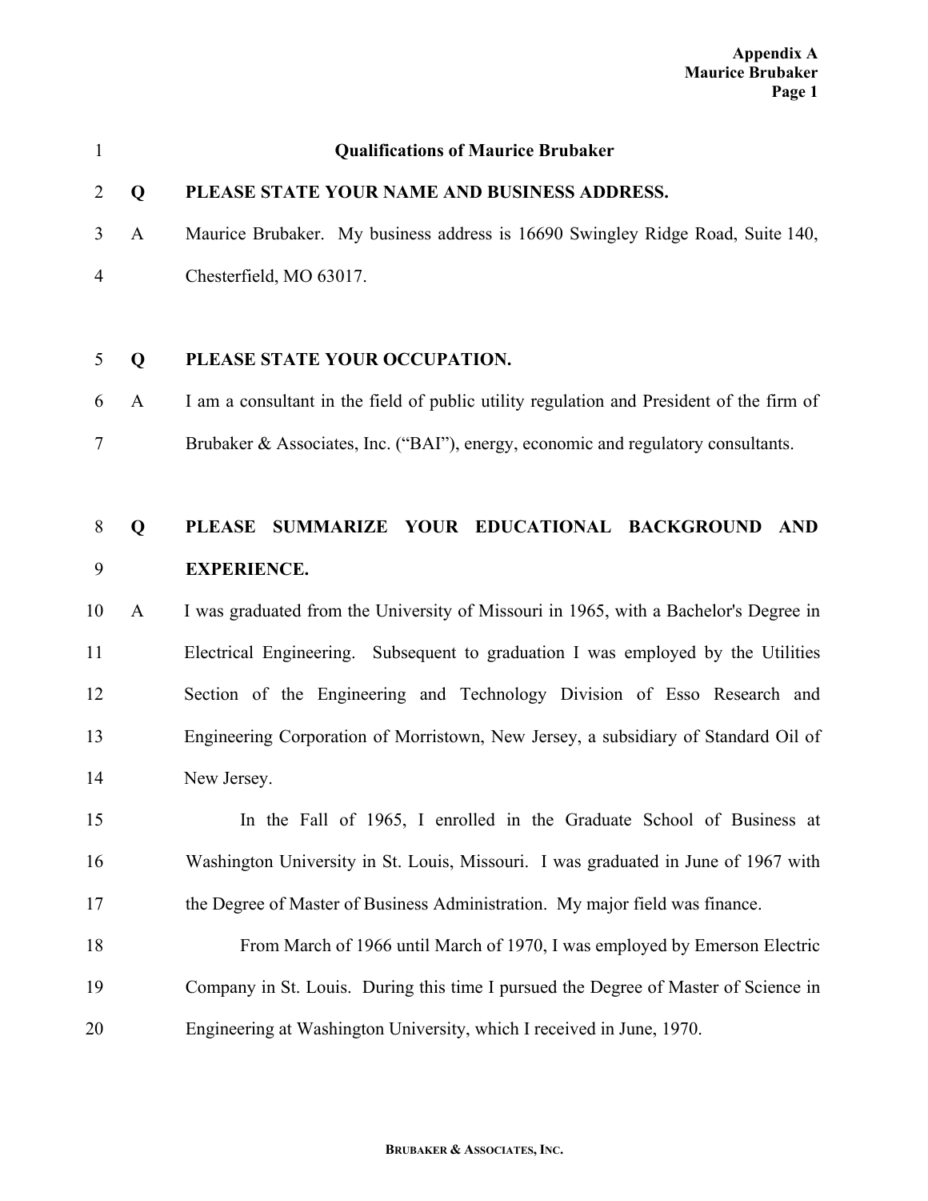## Qualifications of Maurice Brubaker

**Q PLEASE STATE YOUR NAME AND BUSINESS ADDRESS.**

A Maurice Brubaker. My business address is 16690 Swingley Ridge Road, Suite 140, Chesterfield, MO 63017.

**Q PLEASE STATE YOUR OCCUPATION.**

A I am a consultant in the field of public utility regulation and President of the firm of Brubaker & Associates, Inc. ("BAI"), energy, economic and regulatory consultants.

**Q PLEASE SUMMARIZE YOUR EDUCATIONAL BACKGROUND AND EXPERIENCE.**

A I was graduated from the University of Missouri in 1965, with a Bachelor's Degree in Electrical Engineering. Subsequent to graduation I was employed by the Utilities Section of the Engineering and Technology Division of Esso Research and Engineering Corporation of Morristown, New Jersey, a subsidiary of Standard Oil of New Jersey.

In the Fall of 1965, I enrolled in the Graduate School of Business at Washington University in St. Louis, Missouri. I was graduated in June of 1967 with the Degree of Master of Business Administration. My major field was finance.

From March of 1966 until March of 1970, I was employed by Emerson Electric Company in St. Louis. During this time I pursued the Degree of Master of Science in Engineering at Washington University, which I received in June, 1970.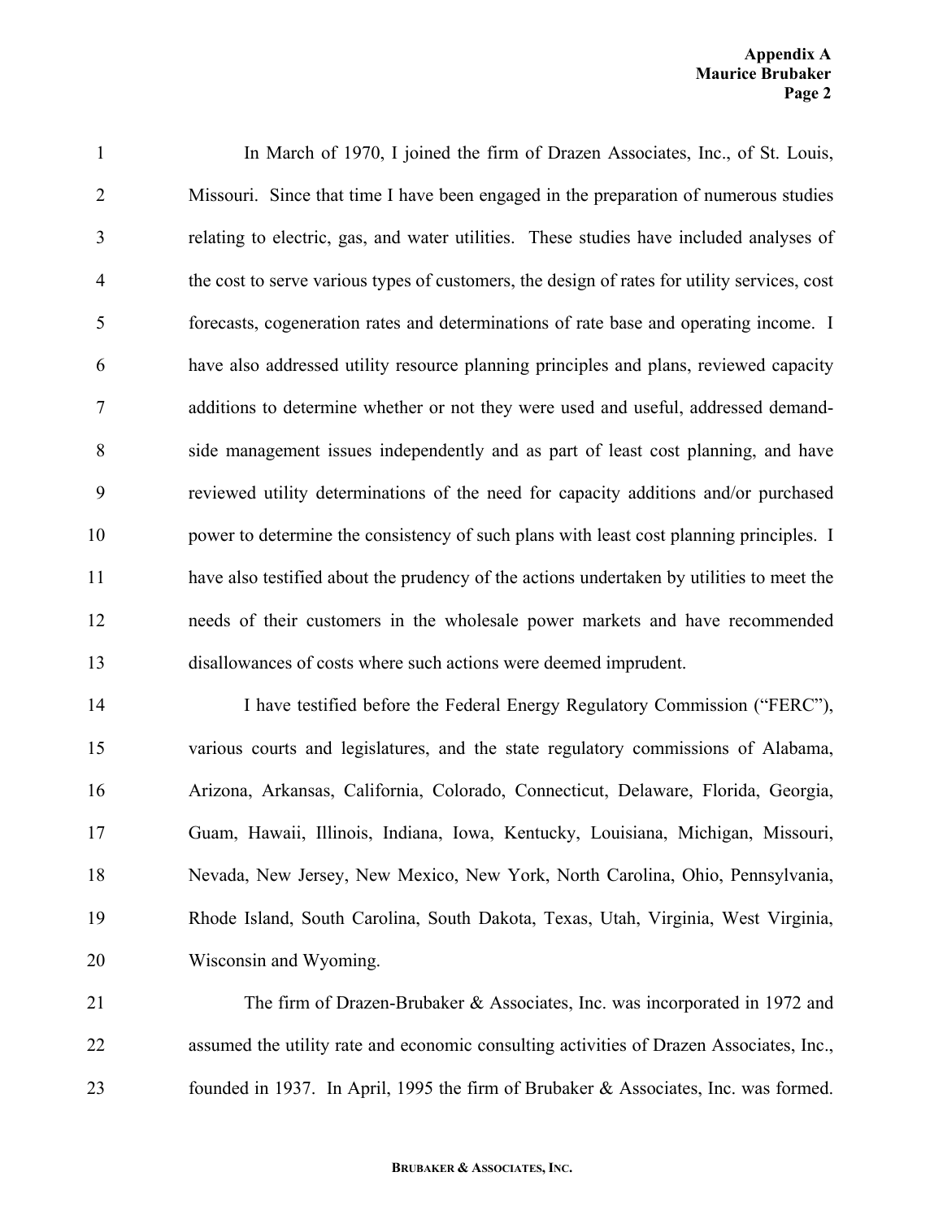In March of 1970, I joined the firm of Drazen Associates, Inc., of St. Louis, Missouri. Since that time I have been engaged in the preparation of numerous studies relating to electric, gas, and water utilities. These studies have included analyses of the cost to serve various types of customers, the design of rates for utility services, cost forecasts, cogeneration rates and determinations of rate base and operating income. I have also addressed utility resource planning principles and plans, reviewed capacity additions to determine whether or not they were used and useful, addressed demand-side management issues independently and as part of least cost planning, and have reviewed utility determinations of the need for capacity additions and/or purchased power to determine the consistency of such plans with least cost planning principles. I have also testified about the prudency of the actions undertaken by utilities to meet the needs of their customers in the wholesale power markets and have recommended disallowances of costs where such actions were deemed imprudent.

I have testified before the Federal Energy Regulatory Commission ("FERC"), various courts and legislatures, and the state regulatory commissions of Alabama, Arizona, Arkansas, California, Colorado, Connecticut, Delaware, Florida, Georgia, Guam, Hawaii, Illinois, Indiana, Iowa, Kentucky, Louisiana, Michigan, Missouri, Nevada, New Jersey, New Mexico, New York, North Carolina, Ohio, Pennsylvania, Rhode Island, South Carolina, South Dakota, Texas, Utah, Virginia, West Virginia, Wisconsin and Wyoming.

The firm of Drazen-Brubaker & Associates, Inc. was incorporated in 1972 and assumed the utility rate and economic consulting activities of Drazen Associates, Inc., founded in 1937. In April, 1995 the firm of Brubaker & Associates, Inc. was formed.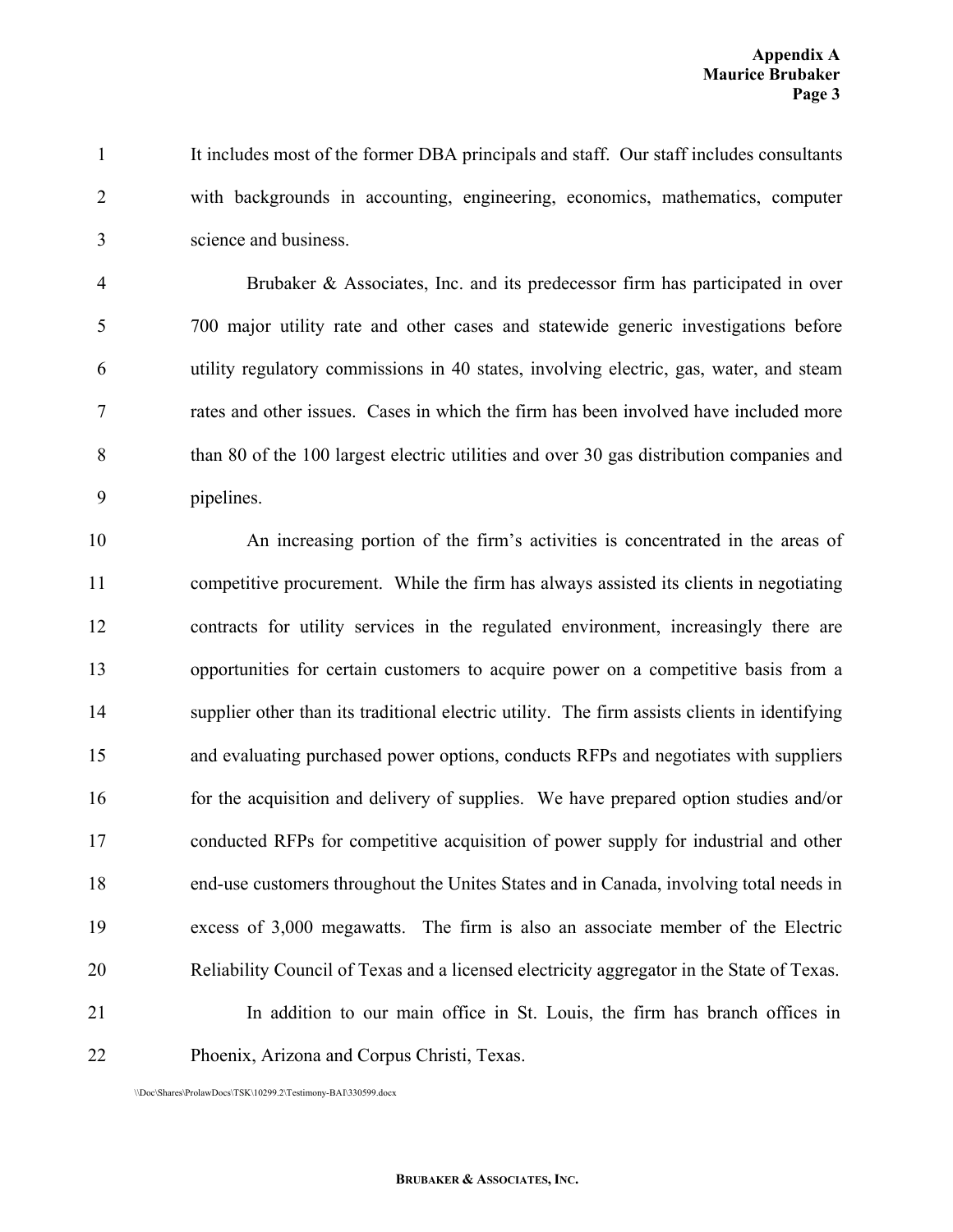It includes most of the former DBA principals and staff. Our staff includes consultants with backgrounds in accounting, engineering, economics, mathematics, computer science and business.

Brubaker & Associates, Inc. and its predecessor firm has participated in over 700 major utility rate and other cases and statewide generic investigations before utility regulatory commissions in 40 states, involving electric, gas, water, and steam rates and other issues. Cases in which the firm has been involved have included more than 80 of the 100 largest electric utilities and over 30 gas distribution companies and pipelines.

An increasing portion of the firm's activities is concentrated in the areas of competitive procurement. While the firm has always assisted its clients in negotiating contracts for utility services in the regulated environment, increasingly there are opportunities for certain customers to acquire power on a competitive basis from a supplier other than its traditional electric utility. The firm assists clients in identifying and evaluating purchased power options, conducts RFPs and negotiates with suppliers for the acquisition and delivery of supplies. We have prepared option studies and/or conducted RFPs for competitive acquisition of power supply for industrial and other end-use customers throughout the Unites States and in Canada, involving total needs in excess of 3,000 megawatts. The firm is also an associate member of the Electric Reliability Council of Texas and a licensed electricity aggregator in the State of Texas.

In addition to our main office in St. Louis, the firm has branch offices in Phoenix, Arizona and Corpus Christi, Texas.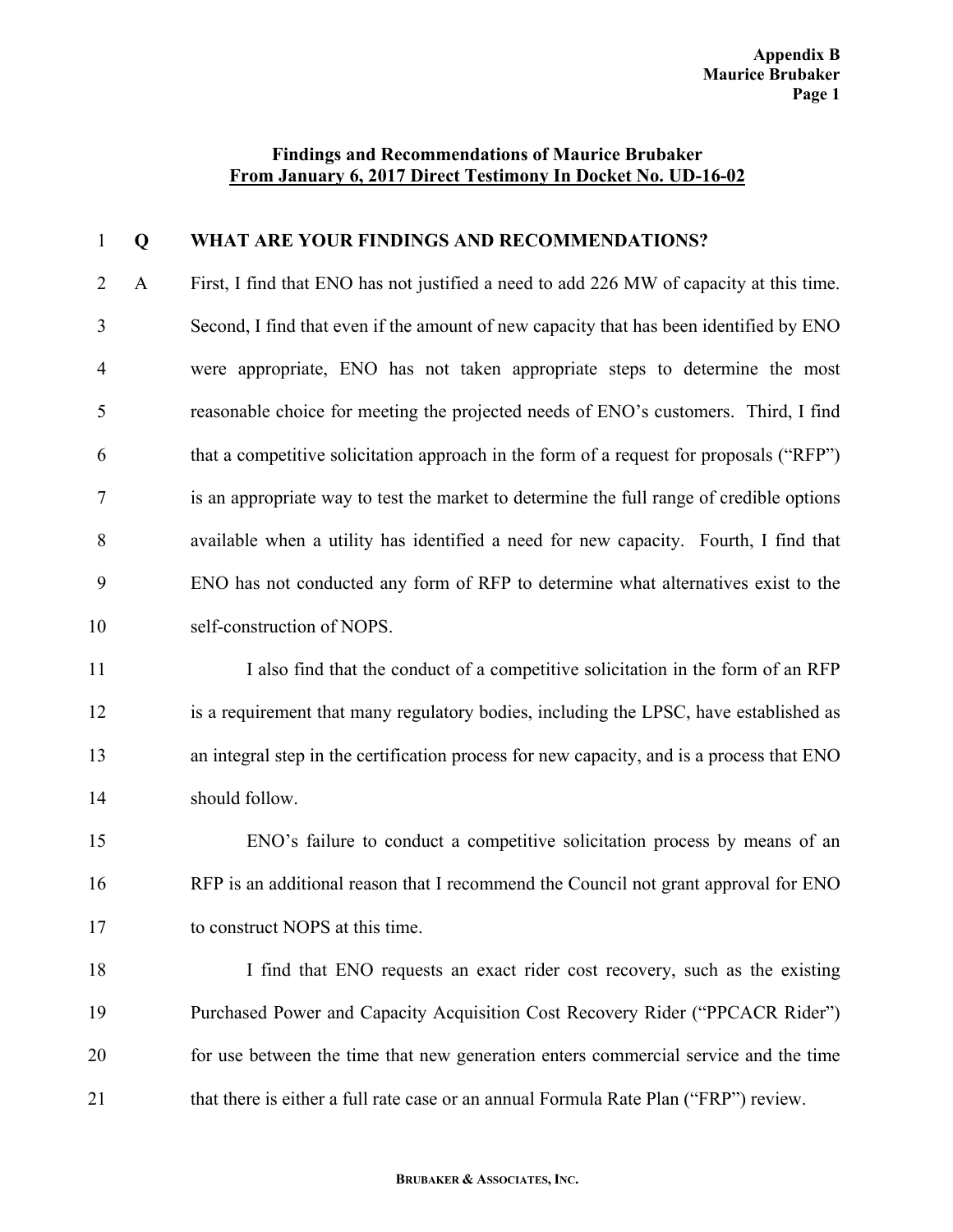## Findings and Recommendations of Maurice Brubaker
## From January 6, 2017 Direct Testimony In Docket No. UD-16-02

**Q WHAT ARE YOUR FINDINGS AND RECOMMENDATIONS?**

A First, I find that ENO has not justified a need to add 226 MW of capacity at this time. Second, I find that even if the amount of new capacity that has been identified by ENO were appropriate, ENO has not taken appropriate steps to determine the most reasonable choice for meeting the projected needs of ENO's customers. Third, I find that a competitive solicitation approach in the form of a request for proposals ("RFP") is an appropriate way to test the market to determine the full range of credible options available when a utility has identified a need for new capacity. Fourth, I find that ENO has not conducted any form of RFP to determine what alternatives exist to the self-construction of NOPS.

I also find that the conduct of a competitive solicitation in the form of an RFP is a requirement that many regulatory bodies, including the LPSC, have established as an integral step in the certification process for new capacity, and is a process that ENO should follow.

ENO's failure to conduct a competitive solicitation process by means of an RFP is an additional reason that I recommend the Council not grant approval for ENO to construct NOPS at this time.

I find that ENO requests an exact rider cost recovery, such as the existing Purchased Power and Capacity Acquisition Cost Recovery Rider ("PPCACR Rider") for use between the time that new generation enters commercial service and the time that there is either a full rate case or an annual Formula Rate Plan ("FRP") review.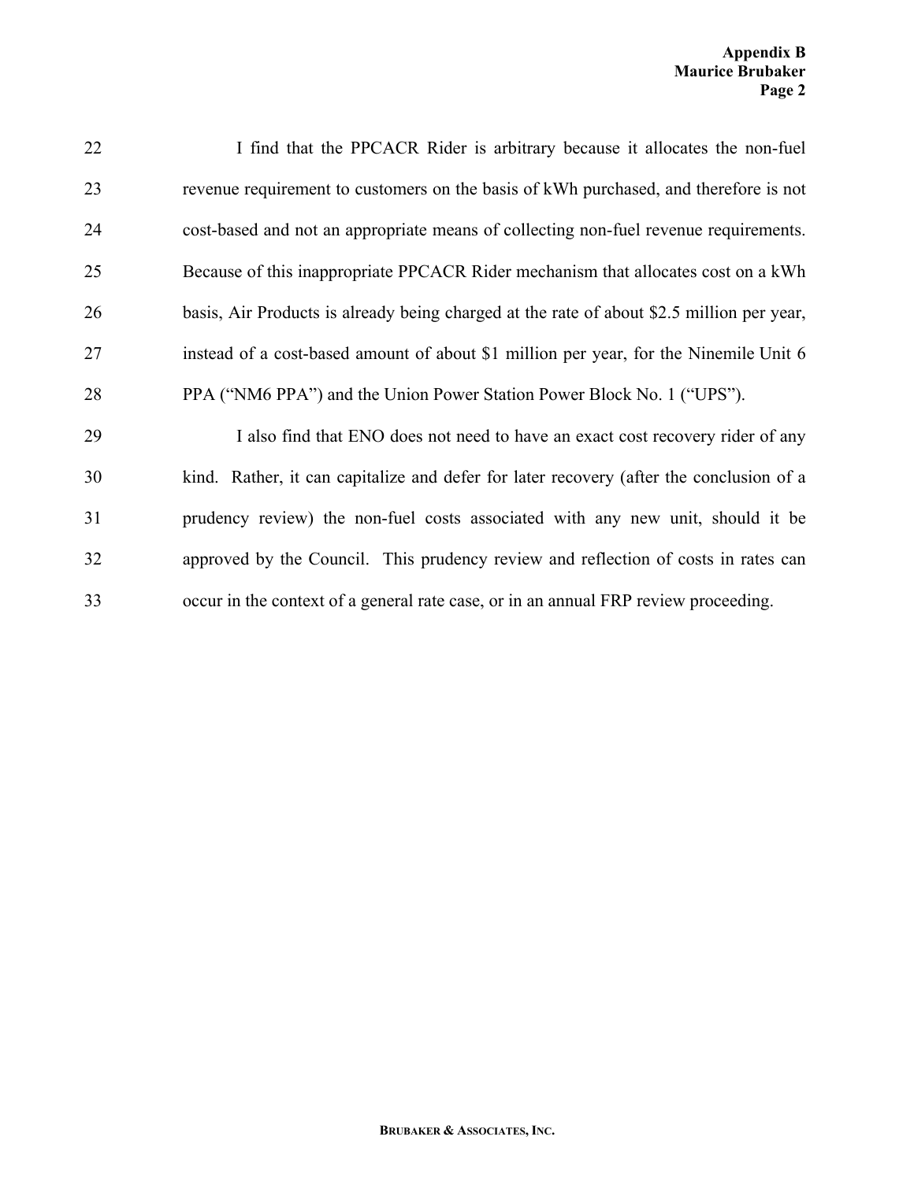I find that the PPCACR Rider is arbitrary because it allocates the non-fuel revenue requirement to customers on the basis of kWh purchased, and therefore is not cost-based and not an appropriate means of collecting non-fuel revenue requirements. Because of this inappropriate PPCACR Rider mechanism that allocates cost on a kWh basis, Air Products is already being charged at the rate of about $2.5 million per year, instead of a cost-based amount of about $1 million per year, for the Ninemile Unit 6 PPA ("NM6 PPA") and the Union Power Station Power Block No. 1 ("UPS").

I also find that ENO does not need to have an exact cost recovery rider of any kind. Rather, it can capitalize and defer for later recovery (after the conclusion of a prudency review) the non-fuel costs associated with any new unit, should it be approved by the Council. This prudency review and reflection of costs in rates can occur in the context of a general rate case, or in an annual FRP review proceeding.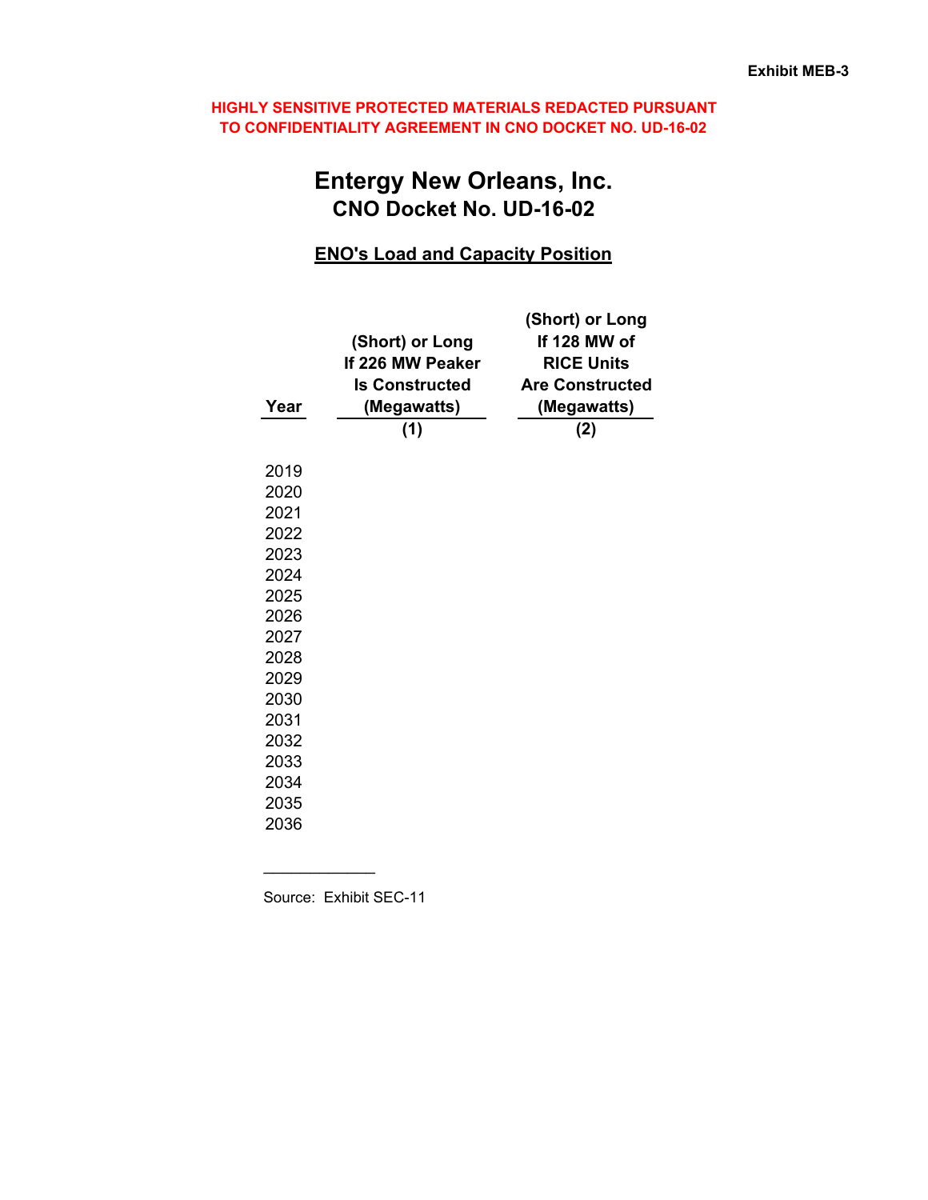Exhibit MEB-3

**HIGHLY SENSITIVE PROTECTED MATERIALS REDACTED PURSUANT TO CONFIDENTIALITY AGREEMENT IN CNO DOCKET NO. UD-16-02**

# Entergy New Orleans, Inc.
## CNO Docket No. UD-16-02

### ENO's Load and Capacity Position

| Year | (Short) or Long If 226 MW Peaker Is Constructed (Megawatts) | (Short) or Long If 128 MW of RICE Units Are Constructed (Megawatts) |
|---|---|---|
| | (1) | (2) |
| 2019 | | |
| 2020 | | |
| 2021 | | |
| 2022 | | |
| 2023 | | |
| 2024 | | |
| 2025 | | |
| 2026 | | |
| 2027 | | |
| 2028 | | |
| 2029 | | |
| 2030 | | |
| 2031 | | |
| 2032 | | |
| 2033 | | |
| 2034 | | |
| 2035 | | |
| 2036 | | |

Source: Exhibit SEC-11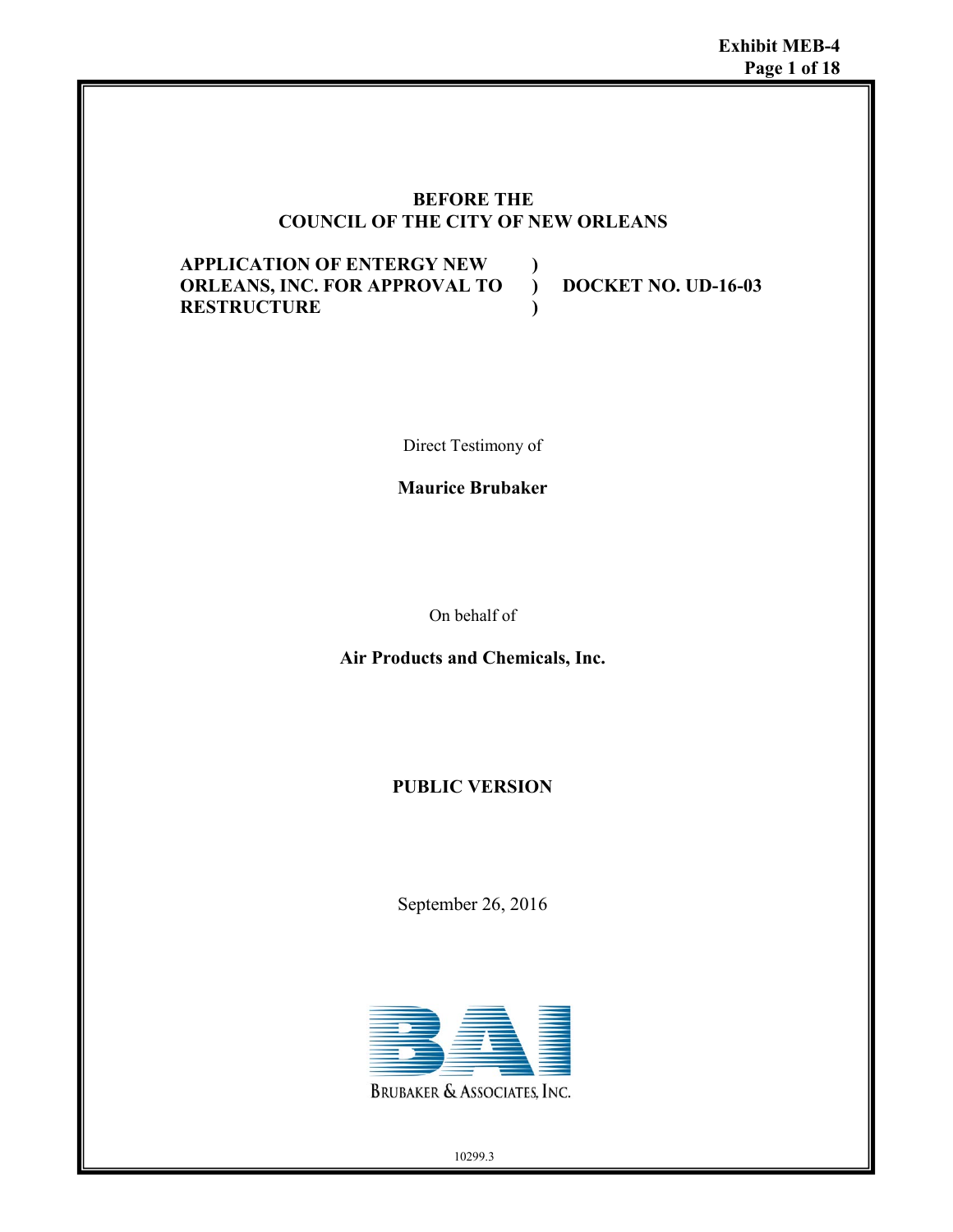**BEFORE THE**
**COUNCIL OF THE CITY OF NEW ORLEANS**

| | | |
|---|---|---|
| **APPLICATION OF ENTERGY NEW ORLEANS, INC. FOR APPROVAL TO RESTRUCTURE** | **)**<br>**)**<br>**)** | **DOCKET NO. UD-16-03** |

Direct Testimony of

**Maurice Brubaker**

On behalf of

**Air Products and Chemicals, Inc.**

**PUBLIC VERSION**

September 26, 2016

BRUBAKER & ASSOCIATES, INC.

10299.3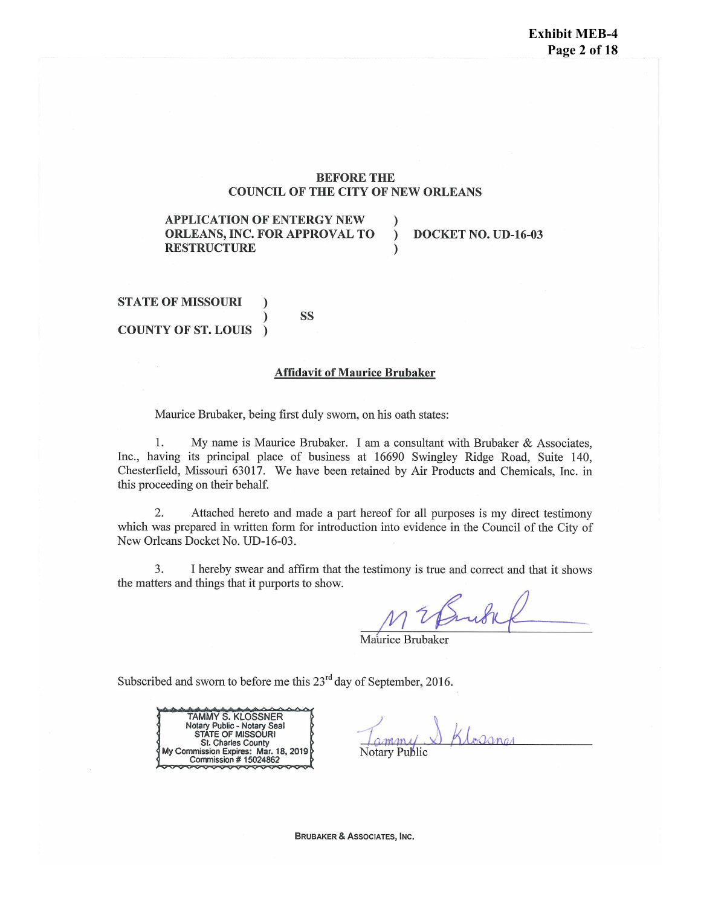**Exhibit MEB-4**
**Page 2 of 18**

**BEFORE THE**
**COUNCIL OF THE CITY OF NEW ORLEANS**

| | | |
|---|---|---|
| **APPLICATION OF ENTERGY NEW ORLEANS, INC. FOR APPROVAL TO RESTRUCTURE** | ) ) ) | **DOCKET NO. UD-16-03** |

**STATE OF MISSOURI** )
) **SS**
**COUNTY OF ST. LOUIS** )

**Affidavit of Maurice Brubaker**

Maurice Brubaker, being first duly sworn, on his oath states:

1. My name is Maurice Brubaker. I am a consultant with Brubaker & Associates, Inc., having its principal place of business at 16690 Swingley Ridge Road, Suite 140, Chesterfield, Missouri 63017. We have been retained by Air Products and Chemicals, Inc. in this proceeding on their behalf.

2. Attached hereto and made a part hereof for all purposes is my direct testimony which was prepared in written form for introduction into evidence in the Council of the City of New Orleans Docket No. UD-16-03.

3. I hereby swear and affirm that the testimony is true and correct and that it shows the matters and things that it purports to show.

Maurice Brubaker

Subscribed and sworn to before me this 23rd day of September, 2016.

TAMMY S. KLOSSNER
Notary Public - Notary Seal
STATE OF MISSOURI
St. Charles County
My Commission Expires: Mar. 18, 2019
Commission # 15024862

Notary Public

**BRUBAKER & ASSOCIATES, INC.**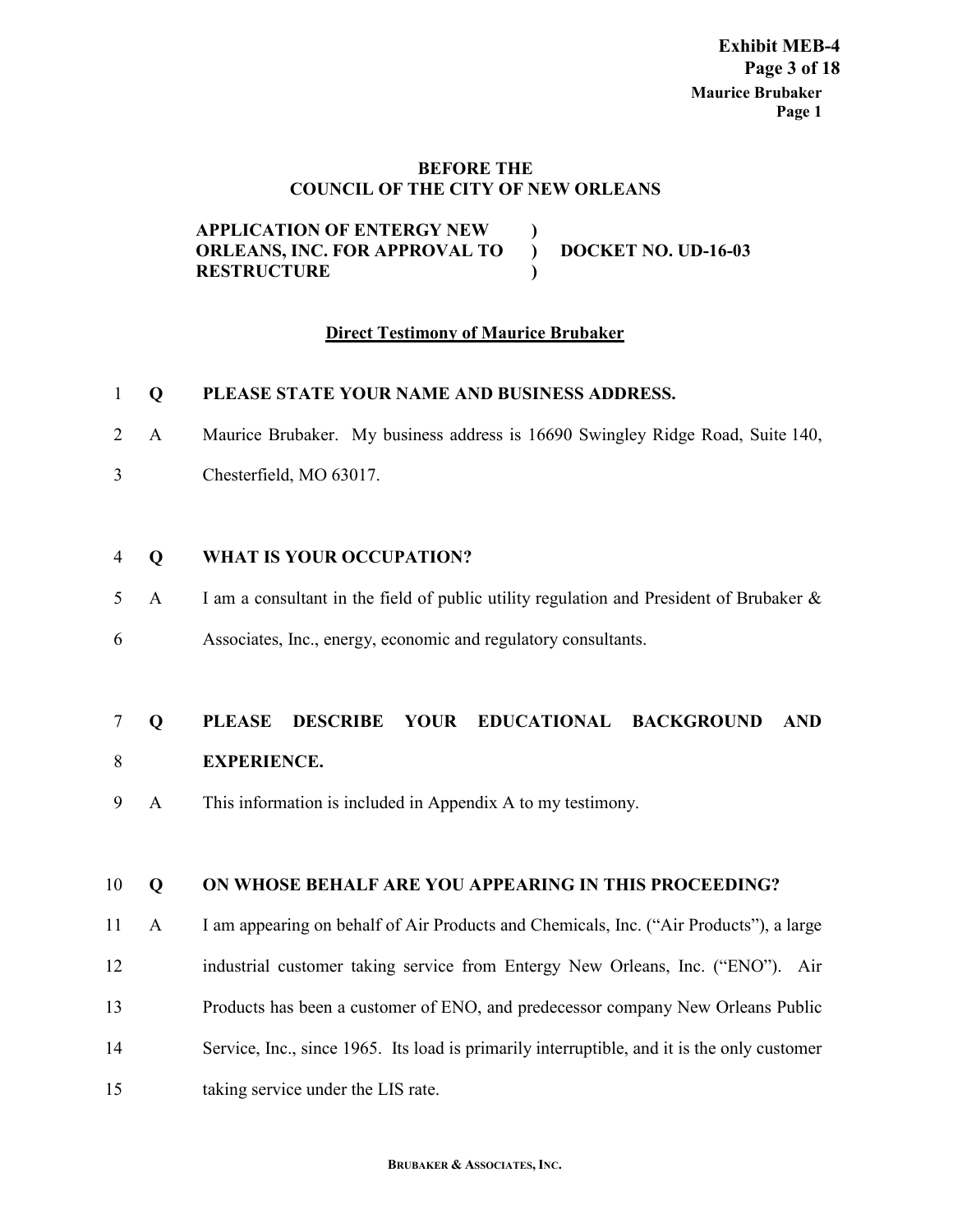**BEFORE THE**
**COUNCIL OF THE CITY OF NEW ORLEANS**

| | | |
|---|---|---|
| **APPLICATION OF ENTERGY NEW ORLEANS, INC. FOR APPROVAL TO RESTRUCTURE** | **)** **)** **)** | **DOCKET NO. UD-16-03** |

**Direct Testimony of Maurice Brubaker**

1 **Q PLEASE STATE YOUR NAME AND BUSINESS ADDRESS.**

2 A Maurice Brubaker. My business address is 16690 Swingley Ridge Road, Suite 140,
3 Chesterfield, MO 63017.

4 **Q WHAT IS YOUR OCCUPATION?**

5 A I am a consultant in the field of public utility regulation and President of Brubaker &
6 Associates, Inc., energy, economic and regulatory consultants.

7 **Q PLEASE DESCRIBE YOUR EDUCATIONAL BACKGROUND AND**
8 **EXPERIENCE.**

9 A This information is included in Appendix A to my testimony.

10 **Q ON WHOSE BEHALF ARE YOU APPEARING IN THIS PROCEEDING?**

11 A I am appearing on behalf of Air Products and Chemicals, Inc. ("Air Products"), a large
12 industrial customer taking service from Entergy New Orleans, Inc. ("ENO"). Air
13 Products has been a customer of ENO, and predecessor company New Orleans Public
14 Service, Inc., since 1965. Its load is primarily interruptible, and it is the only customer
15 taking service under the LIS rate.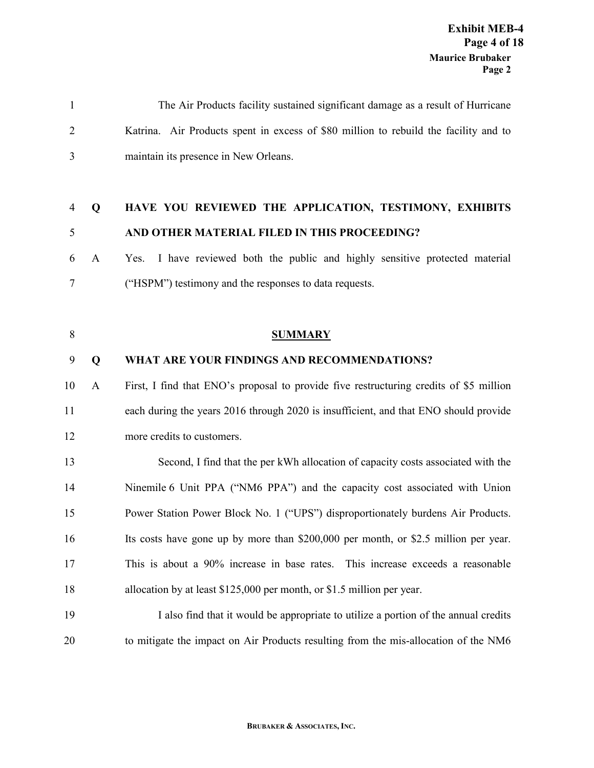The Air Products facility sustained significant damage as a result of Hurricane Katrina. Air Products spent in excess of $80 million to rebuild the facility and to maintain its presence in New Orleans.

**Q HAVE YOU REVIEWED THE APPLICATION, TESTIMONY, EXHIBITS AND OTHER MATERIAL FILED IN THIS PROCEEDING?**

A Yes. I have reviewed both the public and highly sensitive protected material ("HSPM") testimony and the responses to data requests.

## SUMMARY

**Q WHAT ARE YOUR FINDINGS AND RECOMMENDATIONS?**

A First, I find that ENO's proposal to provide five restructuring credits of $5 million each during the years 2016 through 2020 is insufficient, and that ENO should provide more credits to customers.

Second, I find that the per kWh allocation of capacity costs associated with the Ninemile 6 Unit PPA ("NM6 PPA") and the capacity cost associated with Union Power Station Power Block No. 1 ("UPS") disproportionately burdens Air Products. Its costs have gone up by more than $200,000 per month, or $2.5 million per year. This is about a 90% increase in base rates. This increase exceeds a reasonable allocation by at least $125,000 per month, or $1.5 million per year.

I also find that it would be appropriate to utilize a portion of the annual credits to mitigate the impact on Air Products resulting from the mis-allocation of the NM6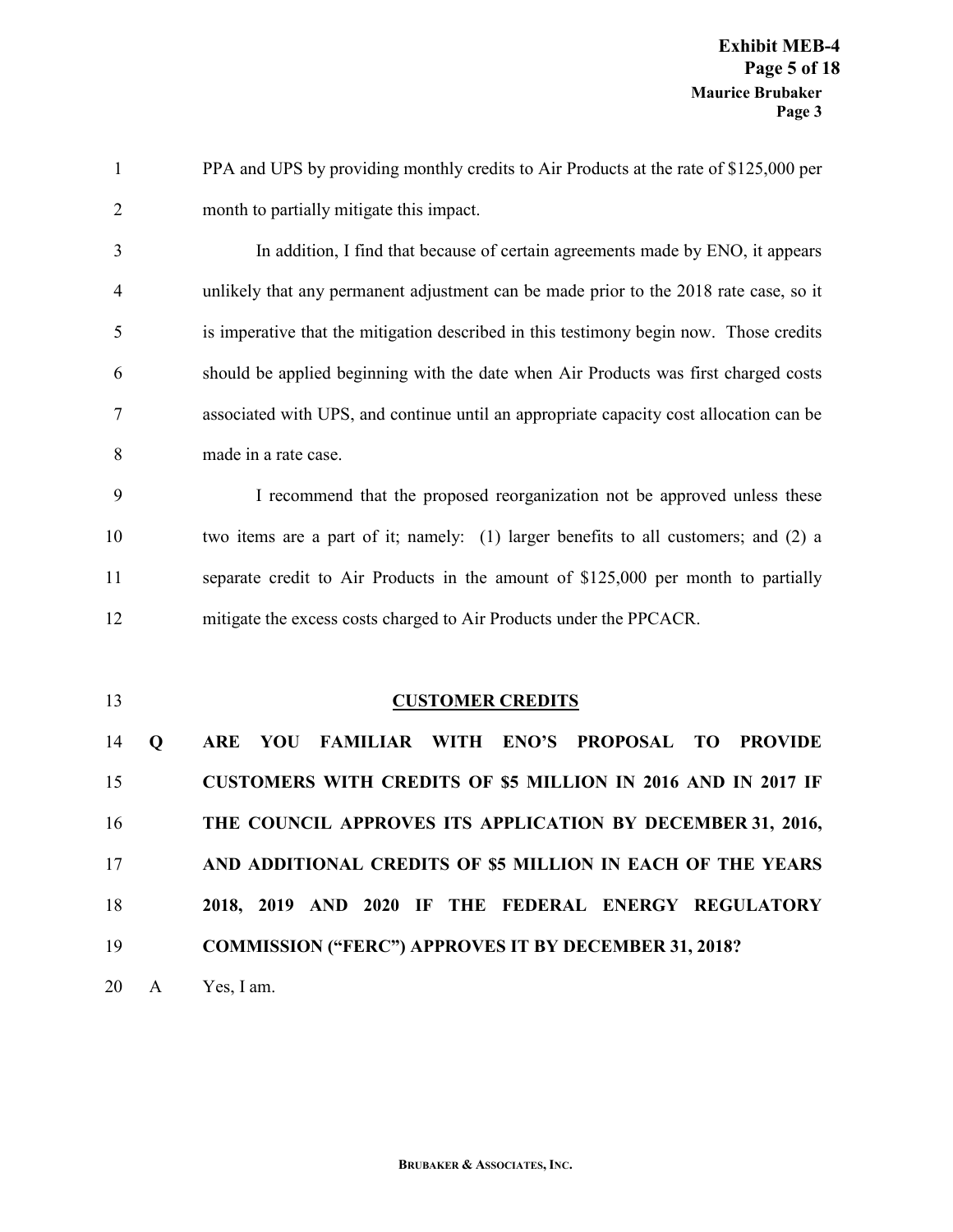PPA and UPS by providing monthly credits to Air Products at the rate of $125,000 per month to partially mitigate this impact.

In addition, I find that because of certain agreements made by ENO, it appears unlikely that any permanent adjustment can be made prior to the 2018 rate case, so it is imperative that the mitigation described in this testimony begin now. Those credits should be applied beginning with the date when Air Products was first charged costs associated with UPS, and continue until an appropriate capacity cost allocation can be made in a rate case.

I recommend that the proposed reorganization not be approved unless these two items are a part of it; namely: (1) larger benefits to all customers; and (2) a separate credit to Air Products in the amount of $125,000 per month to partially mitigate the excess costs charged to Air Products under the PPCACR.

## CUSTOMER CREDITS

**Q ARE YOU FAMILIAR WITH ENO'S PROPOSAL TO PROVIDE CUSTOMERS WITH CREDITS OF $5 MILLION IN 2016 AND IN 2017 IF THE COUNCIL APPROVES ITS APPLICATION BY DECEMBER 31, 2016, AND ADDITIONAL CREDITS OF $5 MILLION IN EACH OF THE YEARS 2018, 2019 AND 2020 IF THE FEDERAL ENERGY REGULATORY COMMISSION ("FERC") APPROVES IT BY DECEMBER 31, 2018?**

A Yes, I am.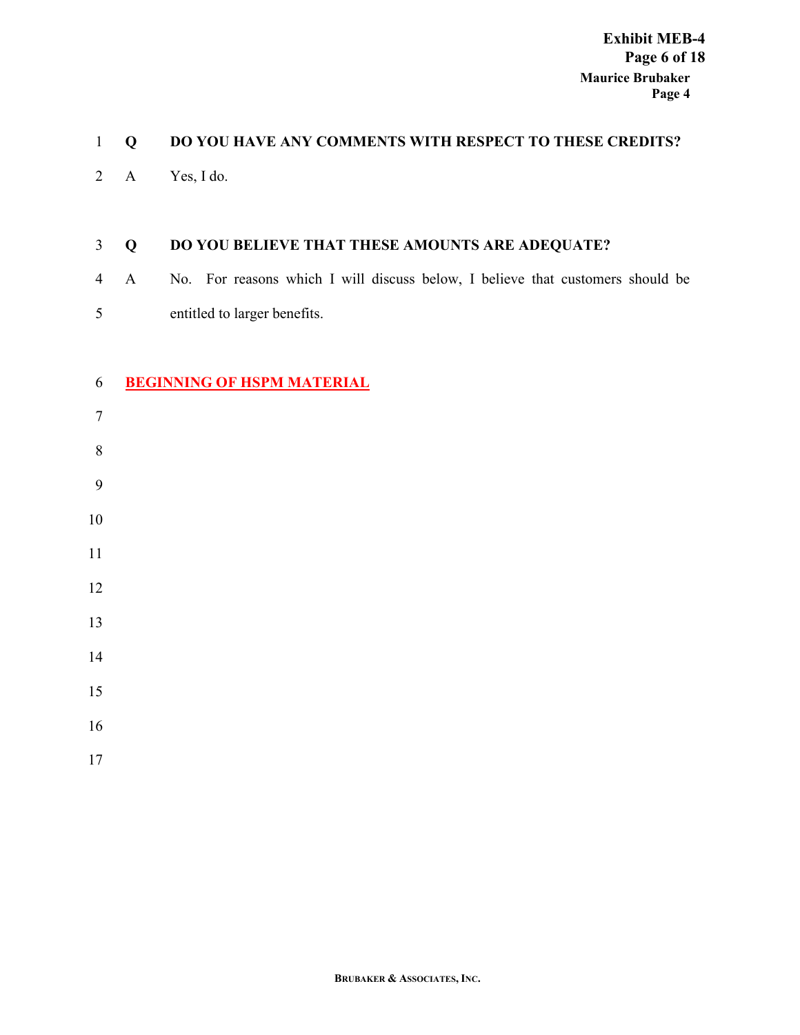**Q DO YOU HAVE ANY COMMENTS WITH RESPECT TO THESE CREDITS?**

A Yes, I do.

**Q DO YOU BELIEVE THAT THESE AMOUNTS ARE ADEQUATE?**

A No. For reasons which I will discuss below, I believe that customers should be entitled to larger benefits.

**BEGINNING OF HSPM MATERIAL**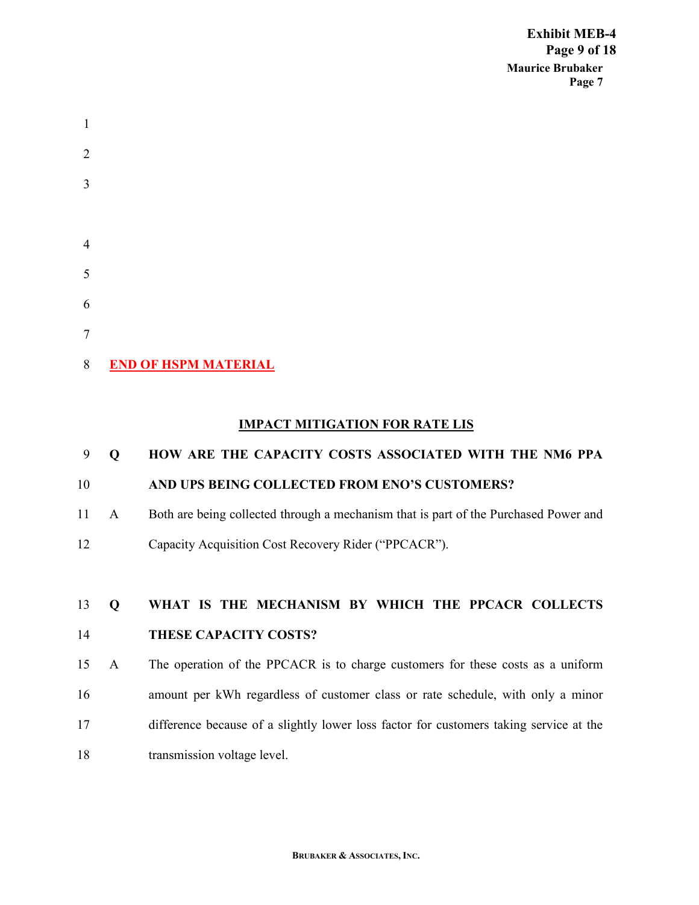**END OF HSPM MATERIAL**

## IMPACT MITIGATION FOR RATE LIS

**Q HOW ARE THE CAPACITY COSTS ASSOCIATED WITH THE NM6 PPA AND UPS BEING COLLECTED FROM ENO'S CUSTOMERS?**

A Both are being collected through a mechanism that is part of the Purchased Power and Capacity Acquisition Cost Recovery Rider ("PPCACR").

**Q WHAT IS THE MECHANISM BY WHICH THE PPCACR COLLECTS THESE CAPACITY COSTS?**

A The operation of the PPCACR is to charge customers for these costs as a uniform amount per kWh regardless of customer class or rate schedule, with only a minor difference because of a slightly lower loss factor for customers taking service at the transmission voltage level.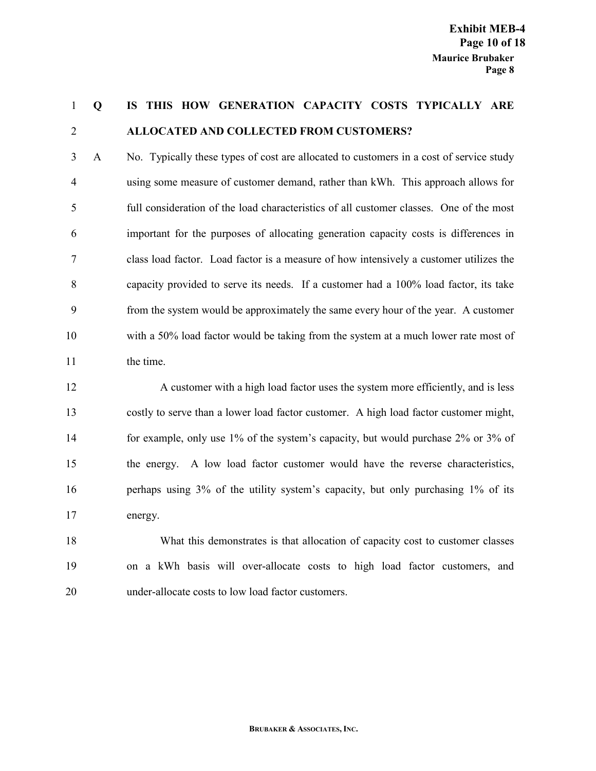**Q IS THIS HOW GENERATION CAPACITY COSTS TYPICALLY ARE ALLOCATED AND COLLECTED FROM CUSTOMERS?**

A No. Typically these types of cost are allocated to customers in a cost of service study using some measure of customer demand, rather than kWh. This approach allows for full consideration of the load characteristics of all customer classes. One of the most important for the purposes of allocating generation capacity costs is differences in class load factor. Load factor is a measure of how intensively a customer utilizes the capacity provided to serve its needs. If a customer had a 100% load factor, its take from the system would be approximately the same every hour of the year. A customer with a 50% load factor would be taking from the system at a much lower rate most of the time.

A customer with a high load factor uses the system more efficiently, and is less costly to serve than a lower load factor customer. A high load factor customer might, for example, only use 1% of the system's capacity, but would purchase 2% or 3% of the energy. A low load factor customer would have the reverse characteristics, perhaps using 3% of the utility system's capacity, but only purchasing 1% of its energy.

What this demonstrates is that allocation of capacity cost to customer classes on a kWh basis will over-allocate costs to high load factor customers, and under-allocate costs to low load factor customers.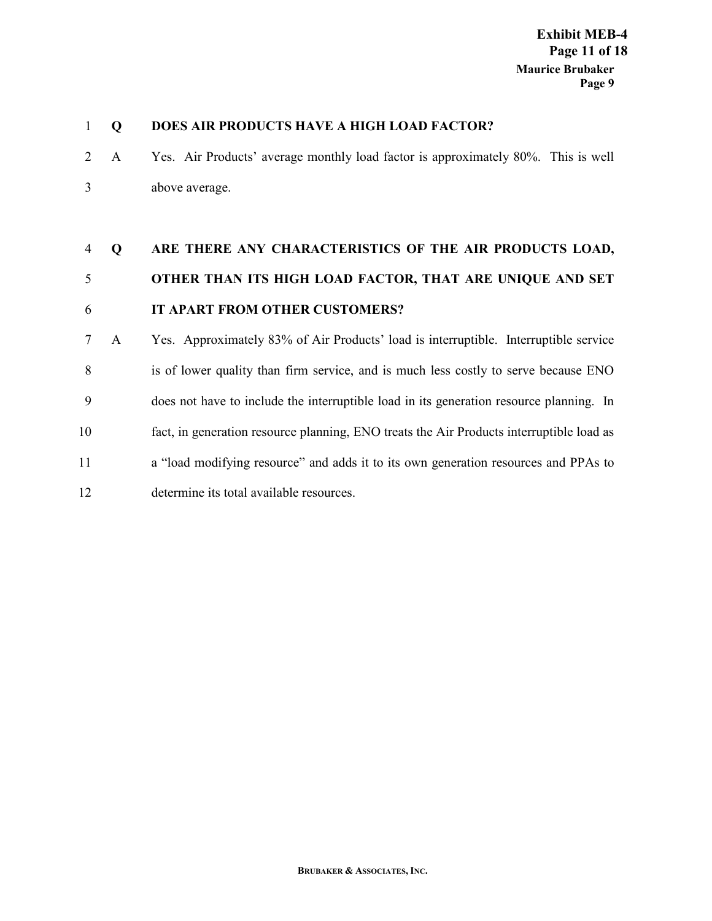**Q DOES AIR PRODUCTS HAVE A HIGH LOAD FACTOR?**

A Yes. Air Products' average monthly load factor is approximately 80%. This is well above average.

**Q ARE THERE ANY CHARACTERISTICS OF THE AIR PRODUCTS LOAD, OTHER THAN ITS HIGH LOAD FACTOR, THAT ARE UNIQUE AND SET IT APART FROM OTHER CUSTOMERS?**

A Yes. Approximately 83% of Air Products' load is interruptible. Interruptible service is of lower quality than firm service, and is much less costly to serve because ENO does not have to include the interruptible load in its generation resource planning. In fact, in generation resource planning, ENO treats the Air Products interruptible load as a "load modifying resource" and adds it to its own generation resources and PPAs to determine its total available resources.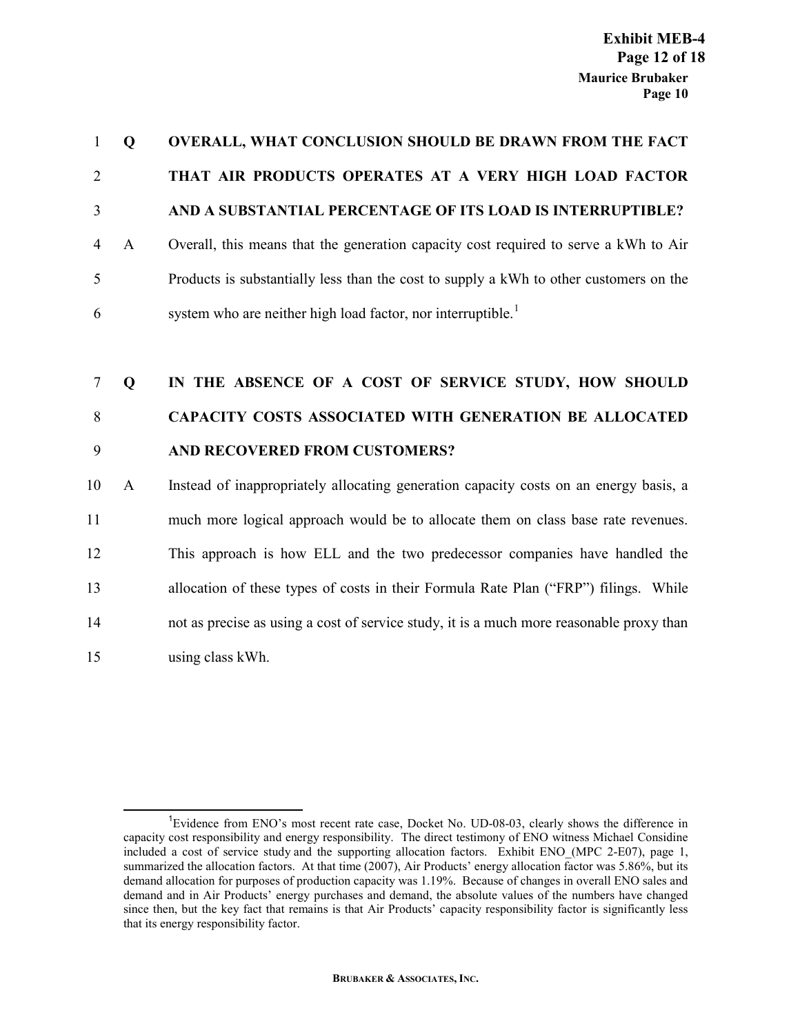**Q OVERALL, WHAT CONCLUSION SHOULD BE DRAWN FROM THE FACT THAT AIR PRODUCTS OPERATES AT A VERY HIGH LOAD FACTOR AND A SUBSTANTIAL PERCENTAGE OF ITS LOAD IS INTERRUPTIBLE?**

A Overall, this means that the generation capacity cost required to serve a kWh to Air Products is substantially less than the cost to supply a kWh to other customers on the system who are neither high load factor, nor interruptible.[1]

**Q IN THE ABSENCE OF A COST OF SERVICE STUDY, HOW SHOULD CAPACITY COSTS ASSOCIATED WITH GENERATION BE ALLOCATED AND RECOVERED FROM CUSTOMERS?**

A Instead of inappropriately allocating generation capacity costs on an energy basis, a much more logical approach would be to allocate them on class base rate revenues. This approach is how ELL and the two predecessor companies have handled the allocation of these types of costs in their Formula Rate Plan ("FRP") filings. While not as precise as using a cost of service study, it is a much more reasonable proxy than using class kWh.

---

[1] Evidence from ENO's most recent rate case, Docket No. UD-08-03, clearly shows the difference in capacity cost responsibility and energy responsibility. The direct testimony of ENO witness Michael Considine included a cost of service study and the supporting allocation factors. Exhibit ENO_(MPC 2-E07), page 1, summarized the allocation factors. At that time (2007), Air Products' energy allocation factor was 5.86%, but its demand allocation for purposes of production capacity was 1.19%. Because of changes in overall ENO sales and demand and in Air Products' energy purchases and demand, the absolute values of the numbers have changed since then, but the key fact that remains is that Air Products' capacity responsibility factor is significantly less that its energy responsibility factor.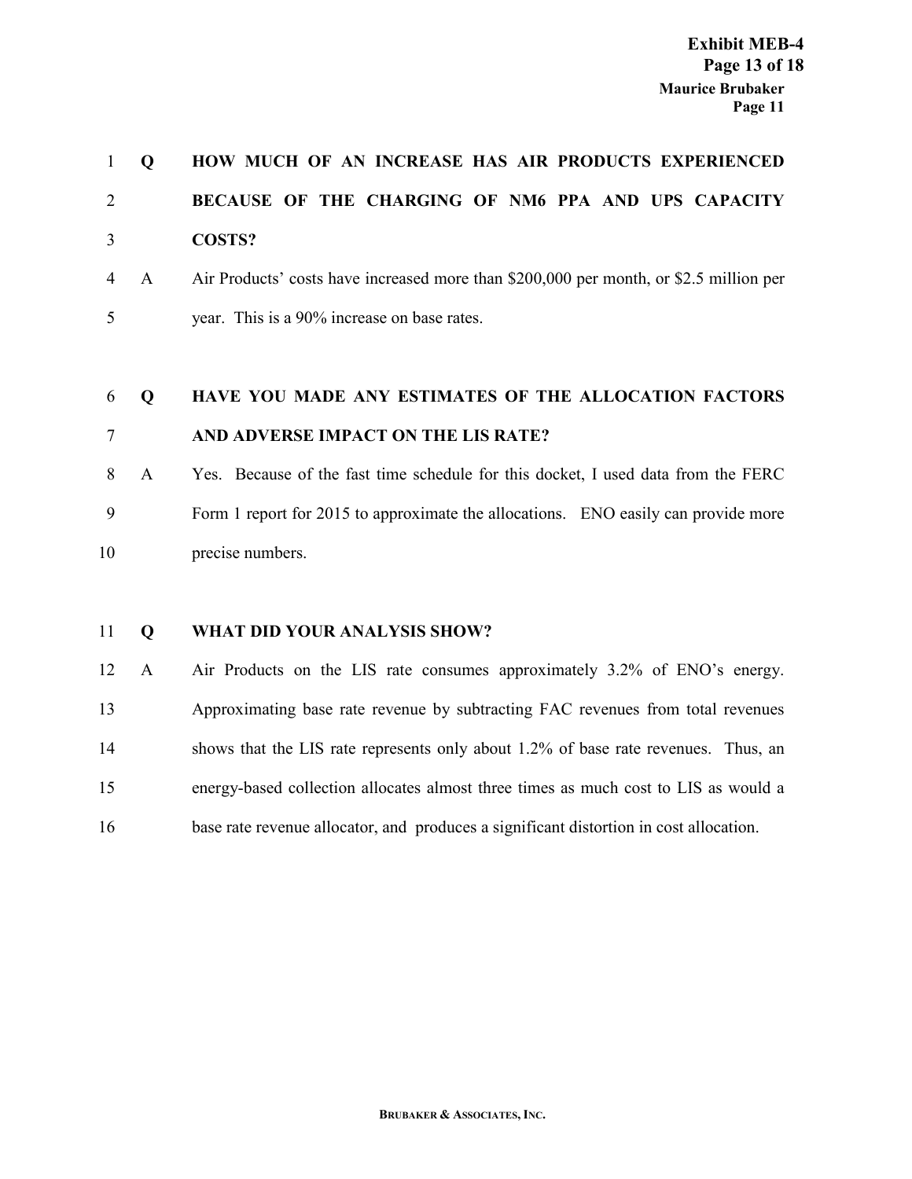**Q HOW MUCH OF AN INCREASE HAS AIR PRODUCTS EXPERIENCED BECAUSE OF THE CHARGING OF NM6 PPA AND UPS CAPACITY COSTS?**

A Air Products' costs have increased more than $200,000 per month, or $2.5 million per year. This is a 90% increase on base rates.

**Q HAVE YOU MADE ANY ESTIMATES OF THE ALLOCATION FACTORS AND ADVERSE IMPACT ON THE LIS RATE?**

A Yes. Because of the fast time schedule for this docket, I used data from the FERC Form 1 report for 2015 to approximate the allocations. ENO easily can provide more precise numbers.

**Q WHAT DID YOUR ANALYSIS SHOW?**

A Air Products on the LIS rate consumes approximately 3.2% of ENO's energy. Approximating base rate revenue by subtracting FAC revenues from total revenues shows that the LIS rate represents only about 1.2% of base rate revenues. Thus, an energy-based collection allocates almost three times as much cost to LIS as would a base rate revenue allocator, and produces a significant distortion in cost allocation.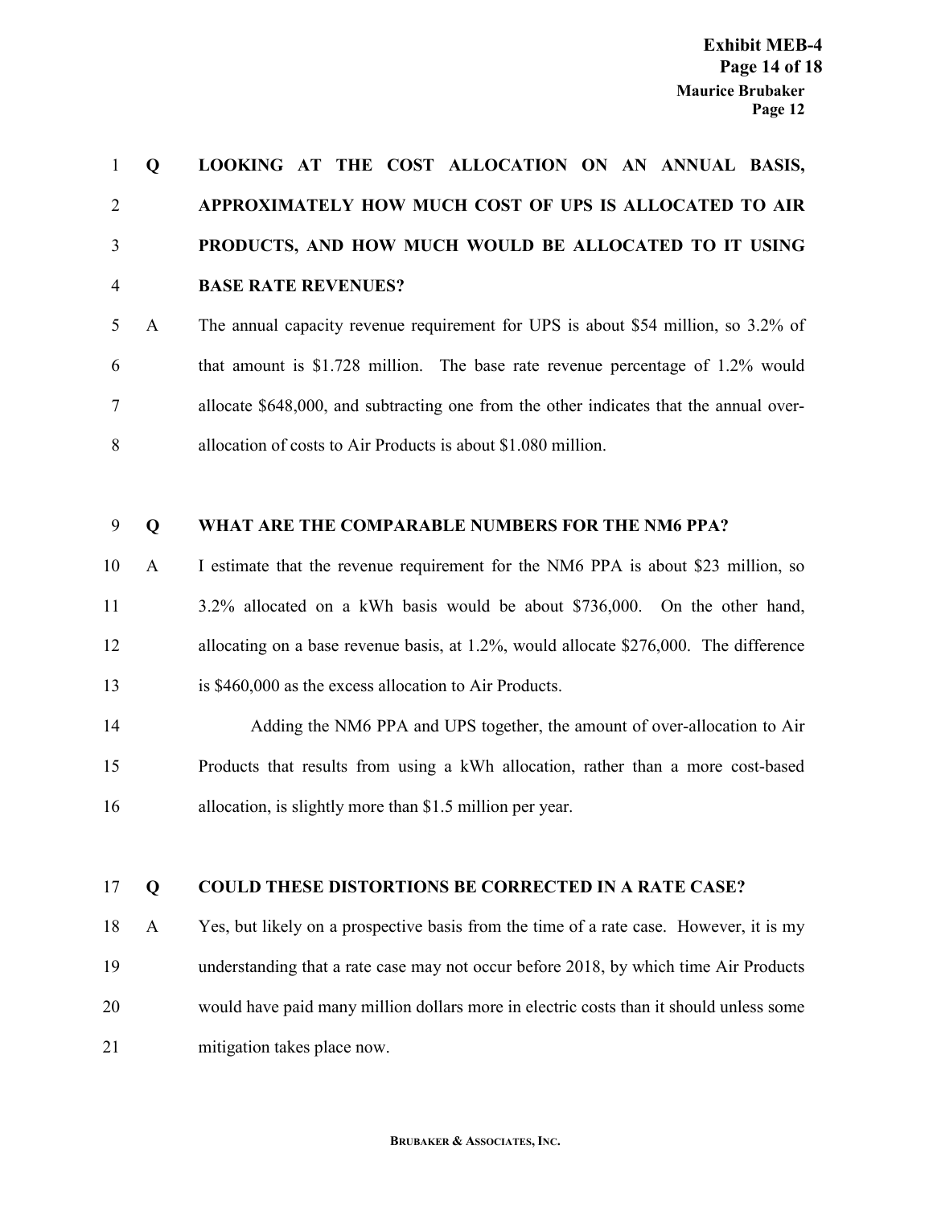**Q LOOKING AT THE COST ALLOCATION ON AN ANNUAL BASIS, APPROXIMATELY HOW MUCH COST OF UPS IS ALLOCATED TO AIR PRODUCTS, AND HOW MUCH WOULD BE ALLOCATED TO IT USING BASE RATE REVENUES?**

A The annual capacity revenue requirement for UPS is about $54 million, so 3.2% of that amount is $1.728 million. The base rate revenue percentage of 1.2% would allocate $648,000, and subtracting one from the other indicates that the annual over-allocation of costs to Air Products is about $1.080 million.

**Q WHAT ARE THE COMPARABLE NUMBERS FOR THE NM6 PPA?**

A I estimate that the revenue requirement for the NM6 PPA is about $23 million, so 3.2% allocated on a kWh basis would be about $736,000. On the other hand, allocating on a base revenue basis, at 1.2%, would allocate $276,000. The difference is $460,000 as the excess allocation to Air Products.

Adding the NM6 PPA and UPS together, the amount of over-allocation to Air Products that results from using a kWh allocation, rather than a more cost-based allocation, is slightly more than $1.5 million per year.

**Q COULD THESE DISTORTIONS BE CORRECTED IN A RATE CASE?**

A Yes, but likely on a prospective basis from the time of a rate case. However, it is my understanding that a rate case may not occur before 2018, by which time Air Products would have paid many million dollars more in electric costs than it should unless some mitigation takes place now.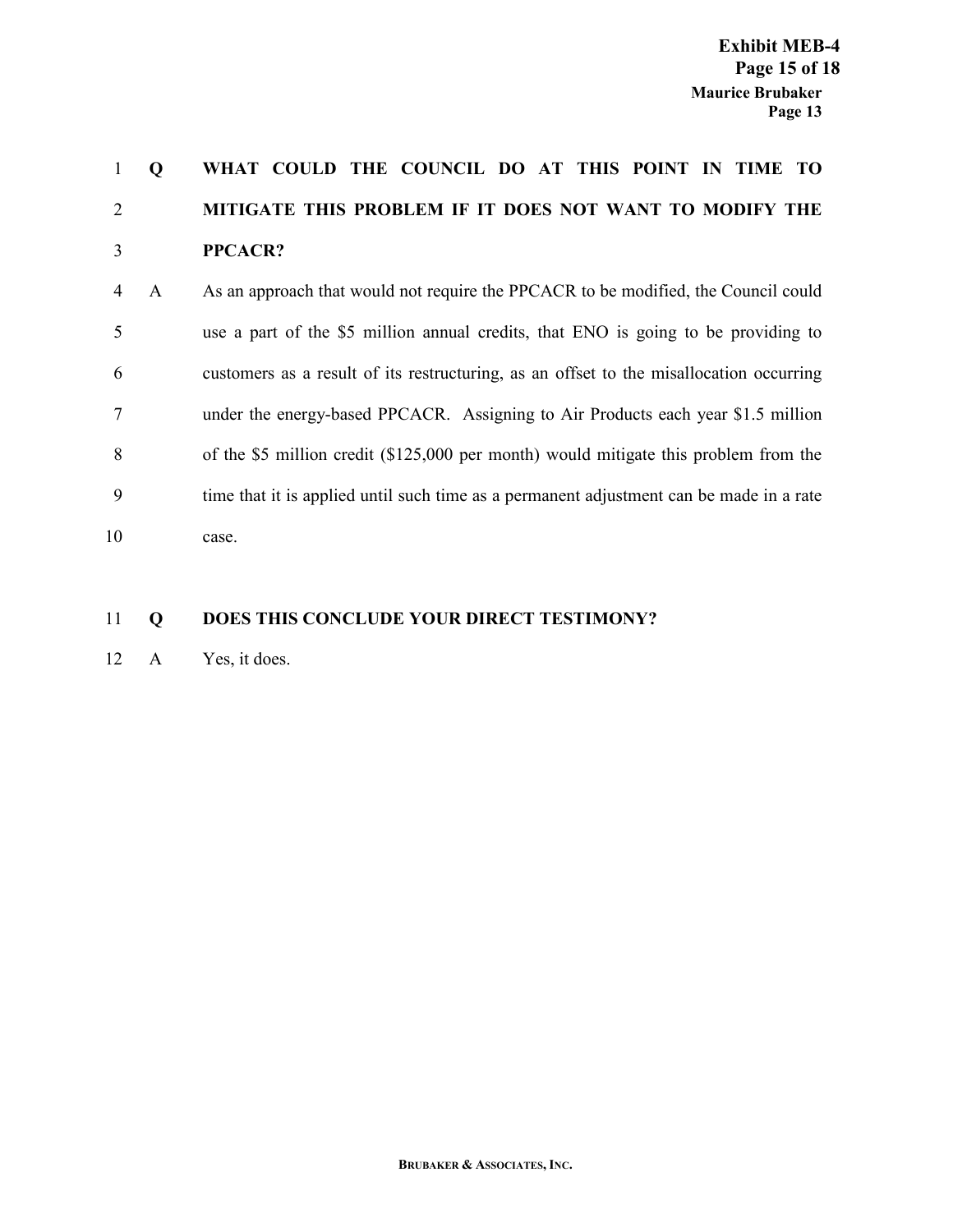**Q WHAT COULD THE COUNCIL DO AT THIS POINT IN TIME TO MITIGATE THIS PROBLEM IF IT DOES NOT WANT TO MODIFY THE PPCACR?**

A As an approach that would not require the PPCACR to be modified, the Council could use a part of the $5 million annual credits, that ENO is going to be providing to customers as a result of its restructuring, as an offset to the misallocation occurring under the energy-based PPCACR. Assigning to Air Products each year $1.5 million of the $5 million credit ($125,000 per month) would mitigate this problem from the time that it is applied until such time as a permanent adjustment can be made in a rate case.

**Q DOES THIS CONCLUDE YOUR DIRECT TESTIMONY?**

A Yes, it does.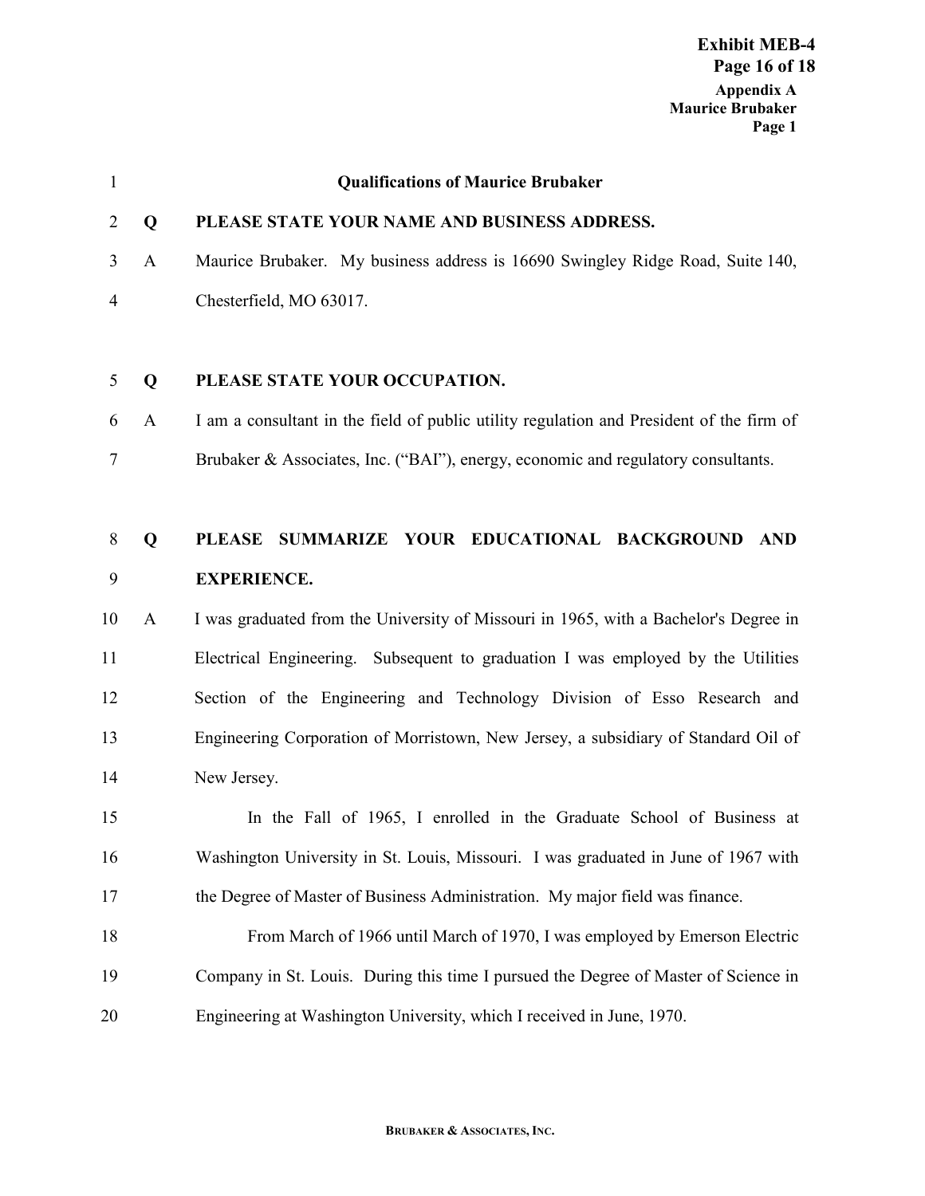## Qualifications of Maurice Brubaker

**Q PLEASE STATE YOUR NAME AND BUSINESS ADDRESS.**

A Maurice Brubaker. My business address is 16690 Swingley Ridge Road, Suite 140, Chesterfield, MO 63017.

**Q PLEASE STATE YOUR OCCUPATION.**

A I am a consultant in the field of public utility regulation and President of the firm of Brubaker & Associates, Inc. ("BAI"), energy, economic and regulatory consultants.

**Q PLEASE SUMMARIZE YOUR EDUCATIONAL BACKGROUND AND EXPERIENCE.**

A I was graduated from the University of Missouri in 1965, with a Bachelor's Degree in Electrical Engineering. Subsequent to graduation I was employed by the Utilities Section of the Engineering and Technology Division of Esso Research and Engineering Corporation of Morristown, New Jersey, a subsidiary of Standard Oil of New Jersey.

In the Fall of 1965, I enrolled in the Graduate School of Business at Washington University in St. Louis, Missouri. I was graduated in June of 1967 with the Degree of Master of Business Administration. My major field was finance.

From March of 1966 until March of 1970, I was employed by Emerson Electric Company in St. Louis. During this time I pursued the Degree of Master of Science in Engineering at Washington University, which I received in June, 1970.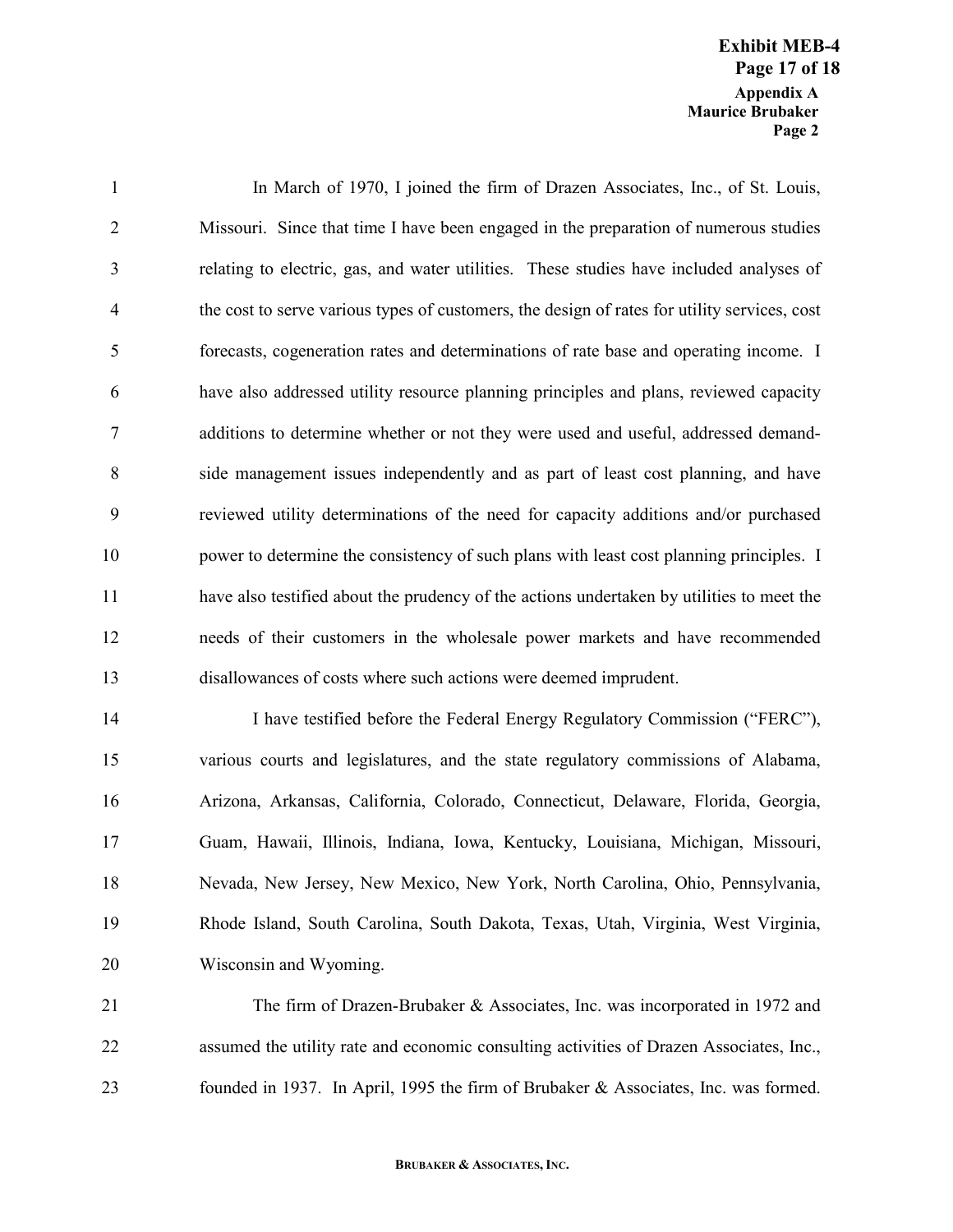In March of 1970, I joined the firm of Drazen Associates, Inc., of St. Louis, Missouri. Since that time I have been engaged in the preparation of numerous studies relating to electric, gas, and water utilities. These studies have included analyses of the cost to serve various types of customers, the design of rates for utility services, cost forecasts, cogeneration rates and determinations of rate base and operating income. I have also addressed utility resource planning principles and plans, reviewed capacity additions to determine whether or not they were used and useful, addressed demand-side management issues independently and as part of least cost planning, and have reviewed utility determinations of the need for capacity additions and/or purchased power to determine the consistency of such plans with least cost planning principles. I have also testified about the prudency of the actions undertaken by utilities to meet the needs of their customers in the wholesale power markets and have recommended disallowances of costs where such actions were deemed imprudent.

I have testified before the Federal Energy Regulatory Commission ("FERC"), various courts and legislatures, and the state regulatory commissions of Alabama, Arizona, Arkansas, California, Colorado, Connecticut, Delaware, Florida, Georgia, Guam, Hawaii, Illinois, Indiana, Iowa, Kentucky, Louisiana, Michigan, Missouri, Nevada, New Jersey, New Mexico, New York, North Carolina, Ohio, Pennsylvania, Rhode Island, South Carolina, South Dakota, Texas, Utah, Virginia, West Virginia, Wisconsin and Wyoming.

The firm of Drazen-Brubaker & Associates, Inc. was incorporated in 1972 and assumed the utility rate and economic consulting activities of Drazen Associates, Inc., founded in 1937. In April, 1995 the firm of Brubaker & Associates, Inc. was formed.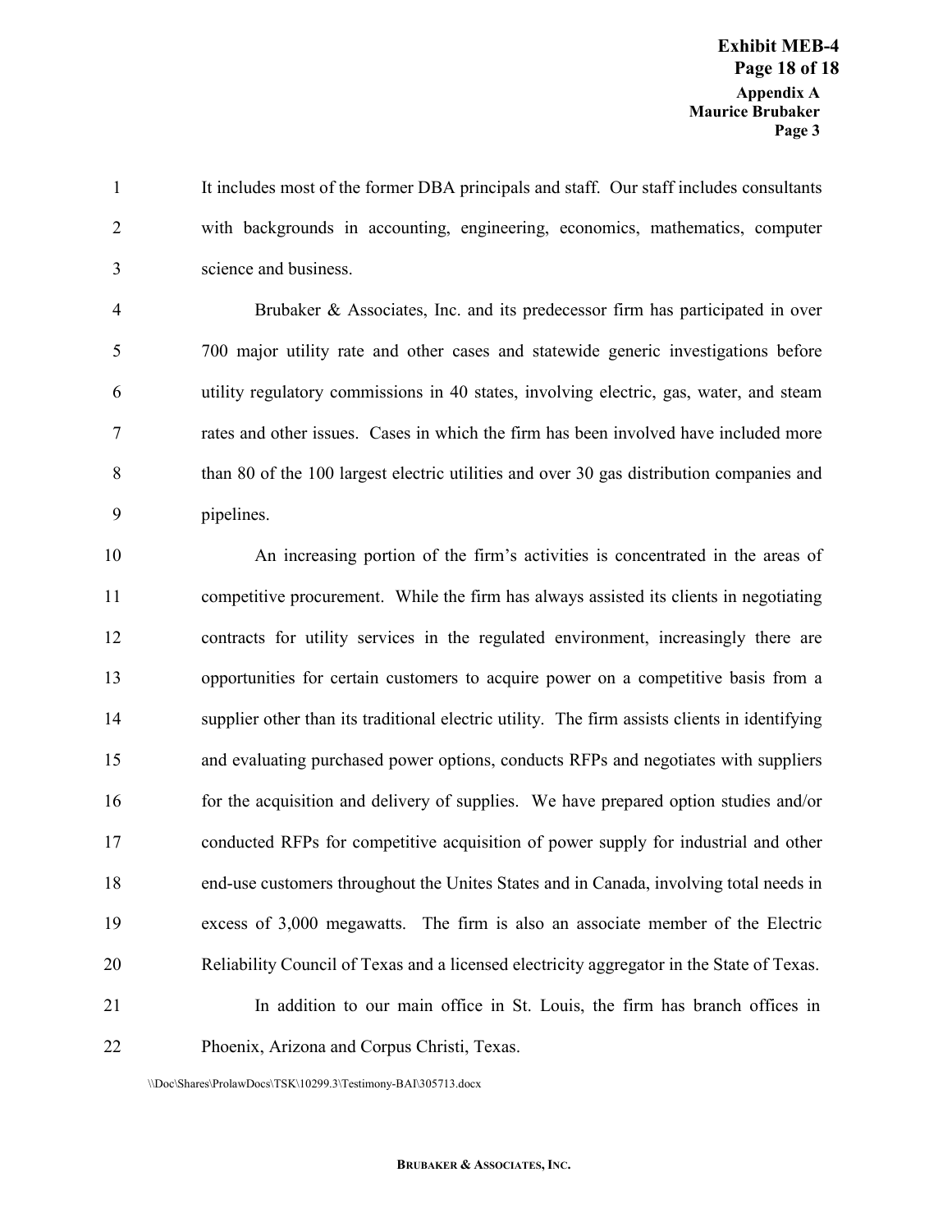It includes most of the former DBA principals and staff. Our staff includes consultants with backgrounds in accounting, engineering, economics, mathematics, computer science and business.

Brubaker & Associates, Inc. and its predecessor firm has participated in over 700 major utility rate and other cases and statewide generic investigations before utility regulatory commissions in 40 states, involving electric, gas, water, and steam rates and other issues. Cases in which the firm has been involved have included more than 80 of the 100 largest electric utilities and over 30 gas distribution companies and pipelines.

An increasing portion of the firm's activities is concentrated in the areas of competitive procurement. While the firm has always assisted its clients in negotiating contracts for utility services in the regulated environment, increasingly there are opportunities for certain customers to acquire power on a competitive basis from a supplier other than its traditional electric utility. The firm assists clients in identifying and evaluating purchased power options, conducts RFPs and negotiates with suppliers for the acquisition and delivery of supplies. We have prepared option studies and/or conducted RFPs for competitive acquisition of power supply for industrial and other end-use customers throughout the Unites States and in Canada, involving total needs in excess of 3,000 megawatts. The firm is also an associate member of the Electric Reliability Council of Texas and a licensed electricity aggregator in the State of Texas.

In addition to our main office in St. Louis, the firm has branch offices in Phoenix, Arizona and Corpus Christi, Texas.

\\Doc\Shares\ProlawDocs\TSK\10299.3\Testimony-BAI\305713.docx